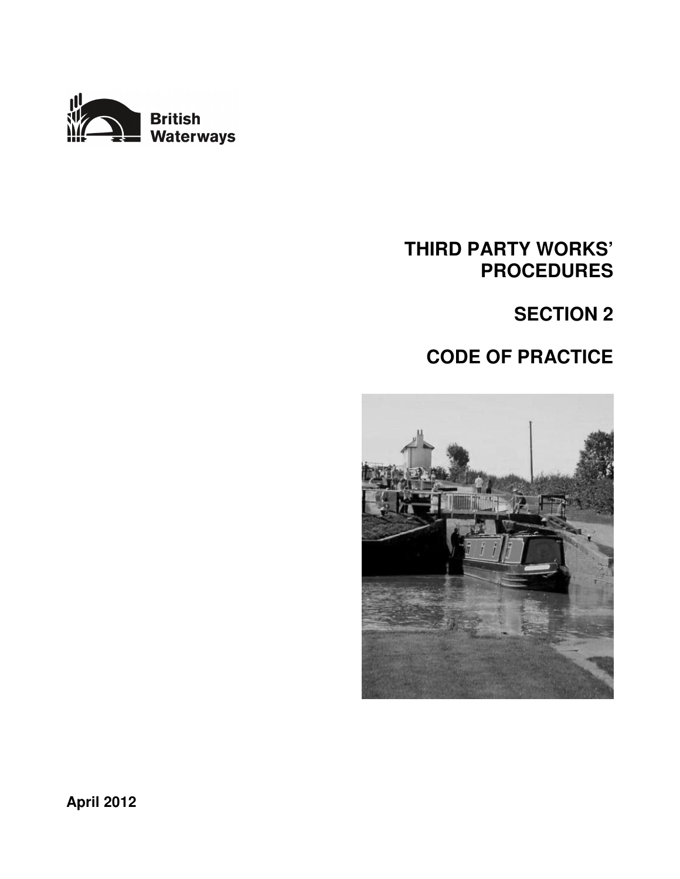British Waterways

# THIRD PARTY WORKS' PROCEDURES

## SECTION 2

## CODE OF PRACTICE

**April 2012**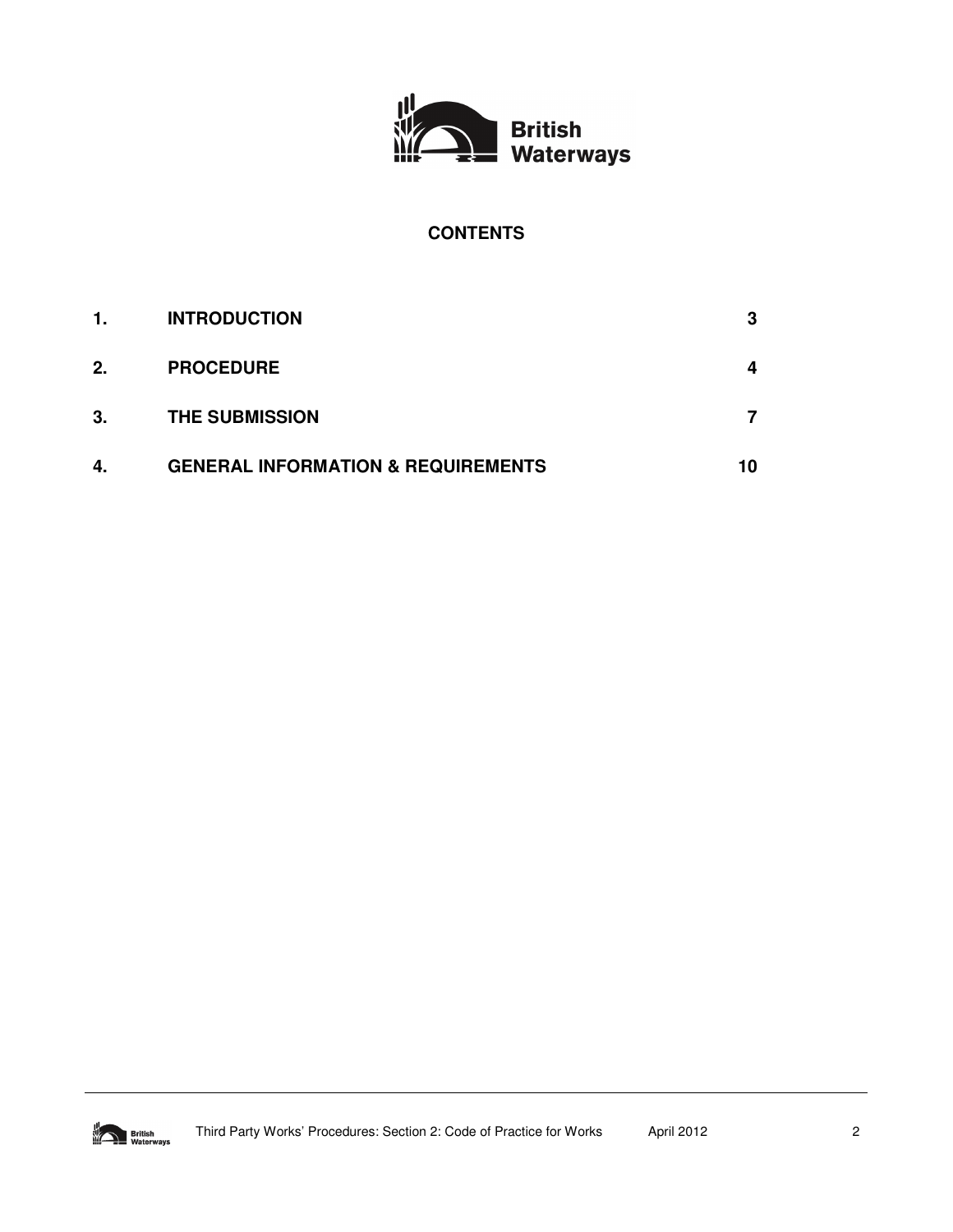British Waterways

# CONTENTS

| | | |
|---|---|---|
| **1.** | **INTRODUCTION** | **3** |
| **2.** | **PROCEDURE** | **4** |
| **3.** | **THE SUBMISSION** | **7** |
| **4.** | **GENERAL INFORMATION & REQUIREMENTS** | **10** |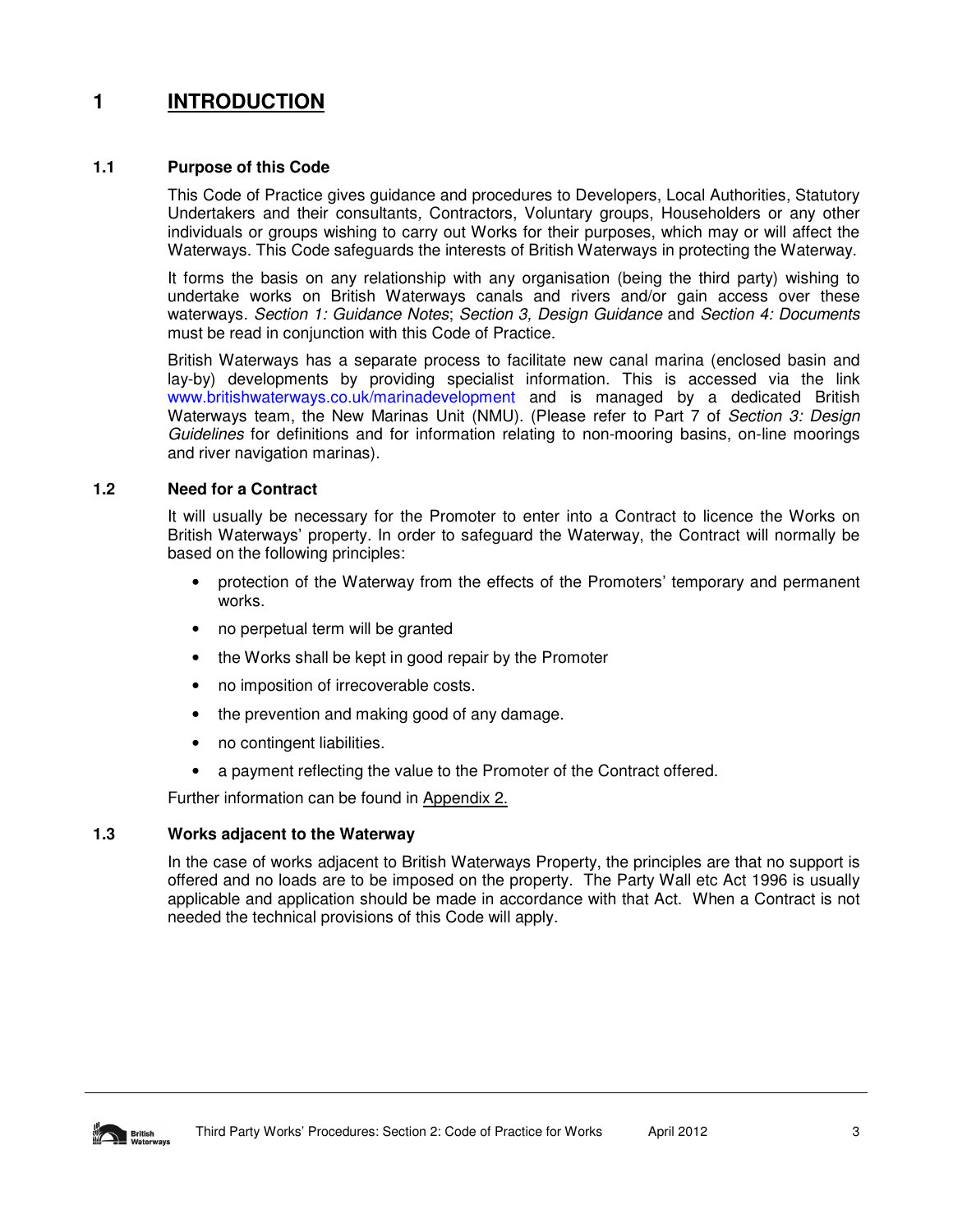# 1 INTRODUCTION

## 1.1 Purpose of this Code

This Code of Practice gives guidance and procedures to Developers, Local Authorities, Statutory Undertakers and their consultants, Contractors, Voluntary groups, Householders or any other individuals or groups wishing to carry out Works for their purposes, which may or will affect the Waterways. This Code safeguards the interests of British Waterways in protecting the Waterway.

It forms the basis on any relationship with any organisation (being the third party) wishing to undertake works on British Waterways canals and rivers and/or gain access over these waterways. *Section 1: Guidance Notes*; *Section 3, Design Guidance* and *Section 4: Documents* must be read in conjunction with this Code of Practice.

British Waterways has a separate process to facilitate new canal marina (enclosed basin and lay-by) developments by providing specialist information. This is accessed via the link www.britishwaterways.co.uk/marinadevelopment and is managed by a dedicated British Waterways team, the New Marinas Unit (NMU). (Please refer to Part 7 of *Section 3: Design Guidelines* for definitions and for information relating to non-mooring basins, on-line moorings and river navigation marinas).

## 1.2 Need for a Contract

It will usually be necessary for the Promoter to enter into a Contract to licence the Works on British Waterways' property. In order to safeguard the Waterway, the Contract will normally be based on the following principles:

- protection of the Waterway from the effects of the Promoters' temporary and permanent works.
- no perpetual term will be granted
- the Works shall be kept in good repair by the Promoter
- no imposition of irrecoverable costs.
- the prevention and making good of any damage.
- no contingent liabilities.
- a payment reflecting the value to the Promoter of the Contract offered.

Further information can be found in Appendix 2.

## 1.3 Works adjacent to the Waterway

In the case of works adjacent to British Waterways Property, the principles are that no support is offered and no loads are to be imposed on the property. The Party Wall etc Act 1996 is usually applicable and application should be made in accordance with that Act. When a Contract is not needed the technical provisions of this Code will apply.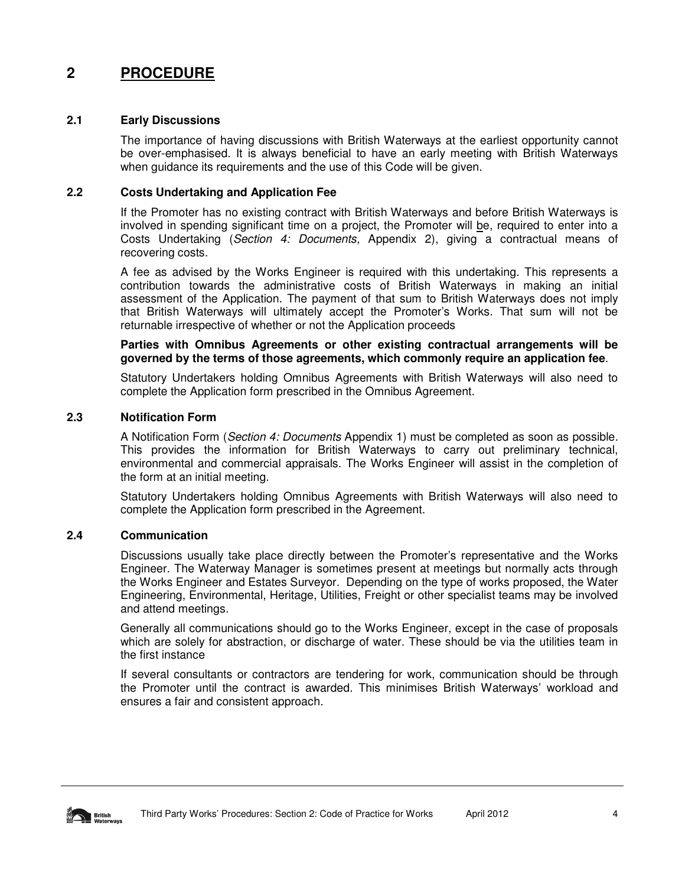# 2 PROCEDURE

## 2.1 Early Discussions

The importance of having discussions with British Waterways at the earliest opportunity cannot be over-emphasised. It is always beneficial to have an early meeting with British Waterways when guidance its requirements and the use of this Code will be given.

## 2.2 Costs Undertaking and Application Fee

If the Promoter has no existing contract with British Waterways and before British Waterways is involved in spending significant time on a project, the Promoter will be, required to enter into a Costs Undertaking (*Section 4: Documents,* Appendix 2), giving a contractual means of recovering costs.

A fee as advised by the Works Engineer is required with this undertaking. This represents a contribution towards the administrative costs of British Waterways in making an initial assessment of the Application. The payment of that sum to British Waterways does not imply that British Waterways will ultimately accept the Promoter's Works. That sum will not be returnable irrespective of whether or not the Application proceeds

**Parties with Omnibus Agreements or other existing contractual arrangements will be governed by the terms of those agreements, which commonly require an application fee**.

Statutory Undertakers holding Omnibus Agreements with British Waterways will also need to complete the Application form prescribed in the Omnibus Agreement.

## 2.3 Notification Form

A Notification Form (*Section 4: Documents* Appendix 1) must be completed as soon as possible. This provides the information for British Waterways to carry out preliminary technical, environmental and commercial appraisals. The Works Engineer will assist in the completion of the form at an initial meeting.

Statutory Undertakers holding Omnibus Agreements with British Waterways will also need to complete the Application form prescribed in the Agreement.

## 2.4 Communication

Discussions usually take place directly between the Promoter's representative and the Works Engineer. The Waterway Manager is sometimes present at meetings but normally acts through the Works Engineer and Estates Surveyor. Depending on the type of works proposed, the Water Engineering, Environmental, Heritage, Utilities, Freight or other specialist teams may be involved and attend meetings.

Generally all communications should go to the Works Engineer, except in the case of proposals which are solely for abstraction, or discharge of water. These should be via the utilities team in the first instance

If several consultants or contractors are tendering for work, communication should be through the Promoter until the contract is awarded. This minimises British Waterways' workload and ensures a fair and consistent approach.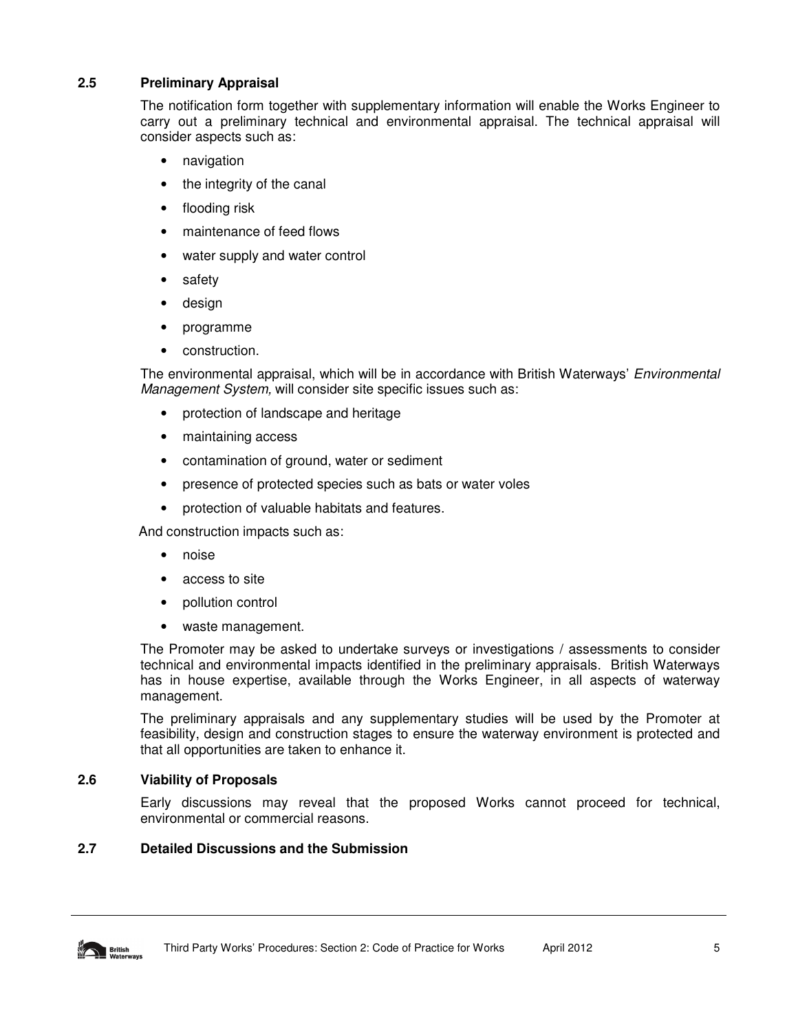### 2.5 Preliminary Appraisal

The notification form together with supplementary information will enable the Works Engineer to carry out a preliminary technical and environmental appraisal. The technical appraisal will consider aspects such as:

- navigation
- the integrity of the canal
- flooding risk
- maintenance of feed flows
- water supply and water control
- safety
- design
- programme
- construction.

The environmental appraisal, which will be in accordance with British Waterways' *Environmental Management System,* will consider site specific issues such as:

- protection of landscape and heritage
- maintaining access
- contamination of ground, water or sediment
- presence of protected species such as bats or water voles
- protection of valuable habitats and features.

And construction impacts such as:

- noise
- access to site
- pollution control
- waste management.

The Promoter may be asked to undertake surveys or investigations / assessments to consider technical and environmental impacts identified in the preliminary appraisals. British Waterways has in house expertise, available through the Works Engineer, in all aspects of waterway management.

The preliminary appraisals and any supplementary studies will be used by the Promoter at feasibility, design and construction stages to ensure the waterway environment is protected and that all opportunities are taken to enhance it.

### 2.6 Viability of Proposals

Early discussions may reveal that the proposed Works cannot proceed for technical, environmental or commercial reasons.

### 2.7 Detailed Discussions and the Submission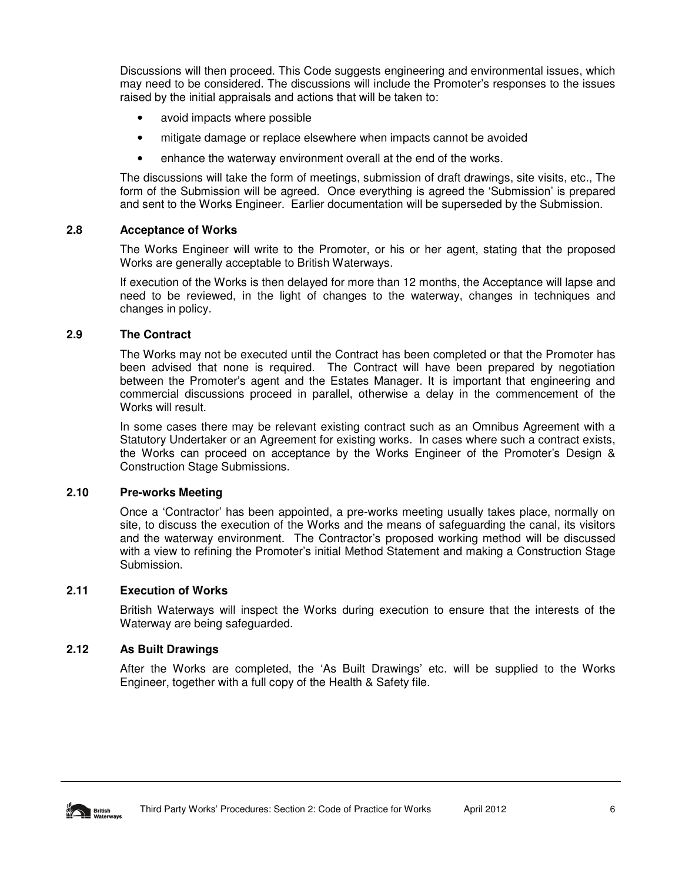Discussions will then proceed. This Code suggests engineering and environmental issues, which may need to be considered. The discussions will include the Promoter's responses to the issues raised by the initial appraisals and actions that will be taken to:

- avoid impacts where possible
- mitigate damage or replace elsewhere when impacts cannot be avoided
- enhance the waterway environment overall at the end of the works.

The discussions will take the form of meetings, submission of draft drawings, site visits, etc., The form of the Submission will be agreed. Once everything is agreed the 'Submission' is prepared and sent to the Works Engineer. Earlier documentation will be superseded by the Submission.

### 2.8 Acceptance of Works

The Works Engineer will write to the Promoter, or his or her agent, stating that the proposed Works are generally acceptable to British Waterways.

If execution of the Works is then delayed for more than 12 months, the Acceptance will lapse and need to be reviewed, in the light of changes to the waterway, changes in techniques and changes in policy.

### 2.9 The Contract

The Works may not be executed until the Contract has been completed or that the Promoter has been advised that none is required. The Contract will have been prepared by negotiation between the Promoter's agent and the Estates Manager. It is important that engineering and commercial discussions proceed in parallel, otherwise a delay in the commencement of the Works will result.

In some cases there may be relevant existing contract such as an Omnibus Agreement with a Statutory Undertaker or an Agreement for existing works. In cases where such a contract exists, the Works can proceed on acceptance by the Works Engineer of the Promoter's Design & Construction Stage Submissions.

### 2.10 Pre-works Meeting

Once a 'Contractor' has been appointed, a pre-works meeting usually takes place, normally on site, to discuss the execution of the Works and the means of safeguarding the canal, its visitors and the waterway environment. The Contractor's proposed working method will be discussed with a view to refining the Promoter's initial Method Statement and making a Construction Stage Submission.

### 2.11 Execution of Works

British Waterways will inspect the Works during execution to ensure that the interests of the Waterway are being safeguarded.

### 2.12 As Built Drawings

After the Works are completed, the 'As Built Drawings' etc. will be supplied to the Works Engineer, together with a full copy of the Health & Safety file.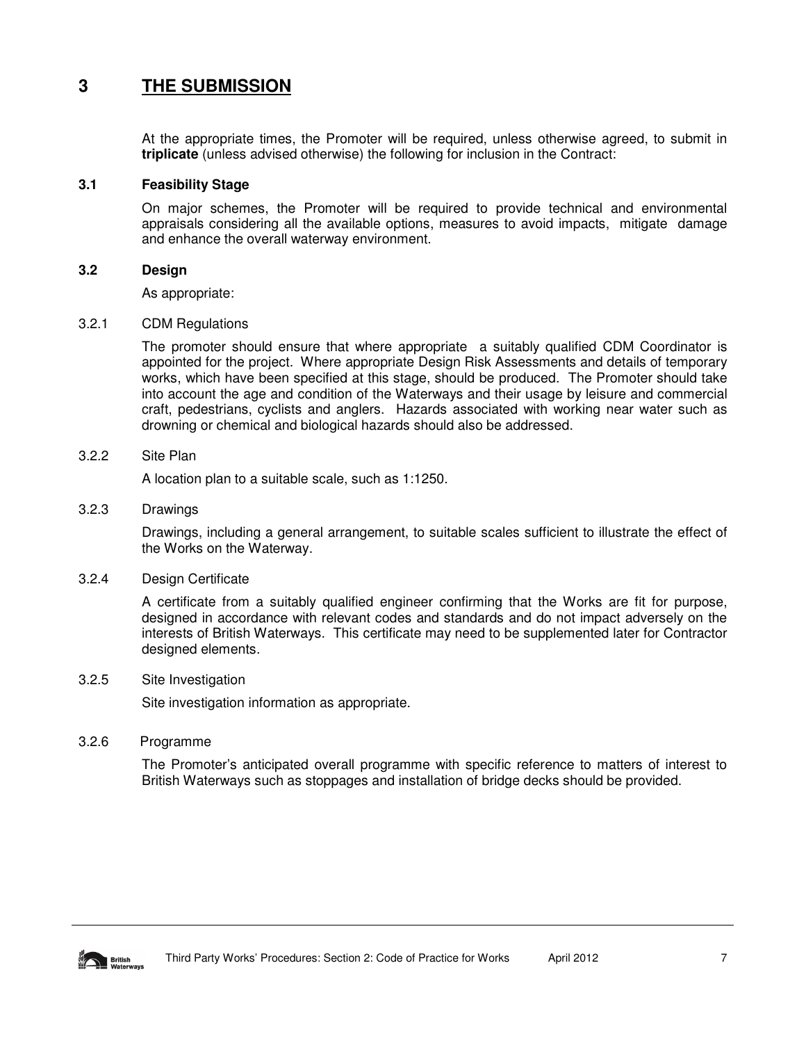# 3 THE SUBMISSION

At the appropriate times, the Promoter will be required, unless otherwise agreed, to submit in **triplicate** (unless advised otherwise) the following for inclusion in the Contract:

## 3.1 Feasibility Stage

On major schemes, the Promoter will be required to provide technical and environmental appraisals considering all the available options, measures to avoid impacts, mitigate damage and enhance the overall waterway environment.

## 3.2 Design

As appropriate:

### 3.2.1 CDM Regulations

The promoter should ensure that where appropriate a suitably qualified CDM Coordinator is appointed for the project. Where appropriate Design Risk Assessments and details of temporary works, which have been specified at this stage, should be produced. The Promoter should take into account the age and condition of the Waterways and their usage by leisure and commercial craft, pedestrians, cyclists and anglers. Hazards associated with working near water such as drowning or chemical and biological hazards should also be addressed.

### 3.2.2 Site Plan

A location plan to a suitable scale, such as 1:1250.

### 3.2.3 Drawings

Drawings, including a general arrangement, to suitable scales sufficient to illustrate the effect of the Works on the Waterway.

### 3.2.4 Design Certificate

A certificate from a suitably qualified engineer confirming that the Works are fit for purpose, designed in accordance with relevant codes and standards and do not impact adversely on the interests of British Waterways. This certificate may need to be supplemented later for Contractor designed elements.

### 3.2.5 Site Investigation

Site investigation information as appropriate.

### 3.2.6 Programme

The Promoter's anticipated overall programme with specific reference to matters of interest to British Waterways such as stoppages and installation of bridge decks should be provided.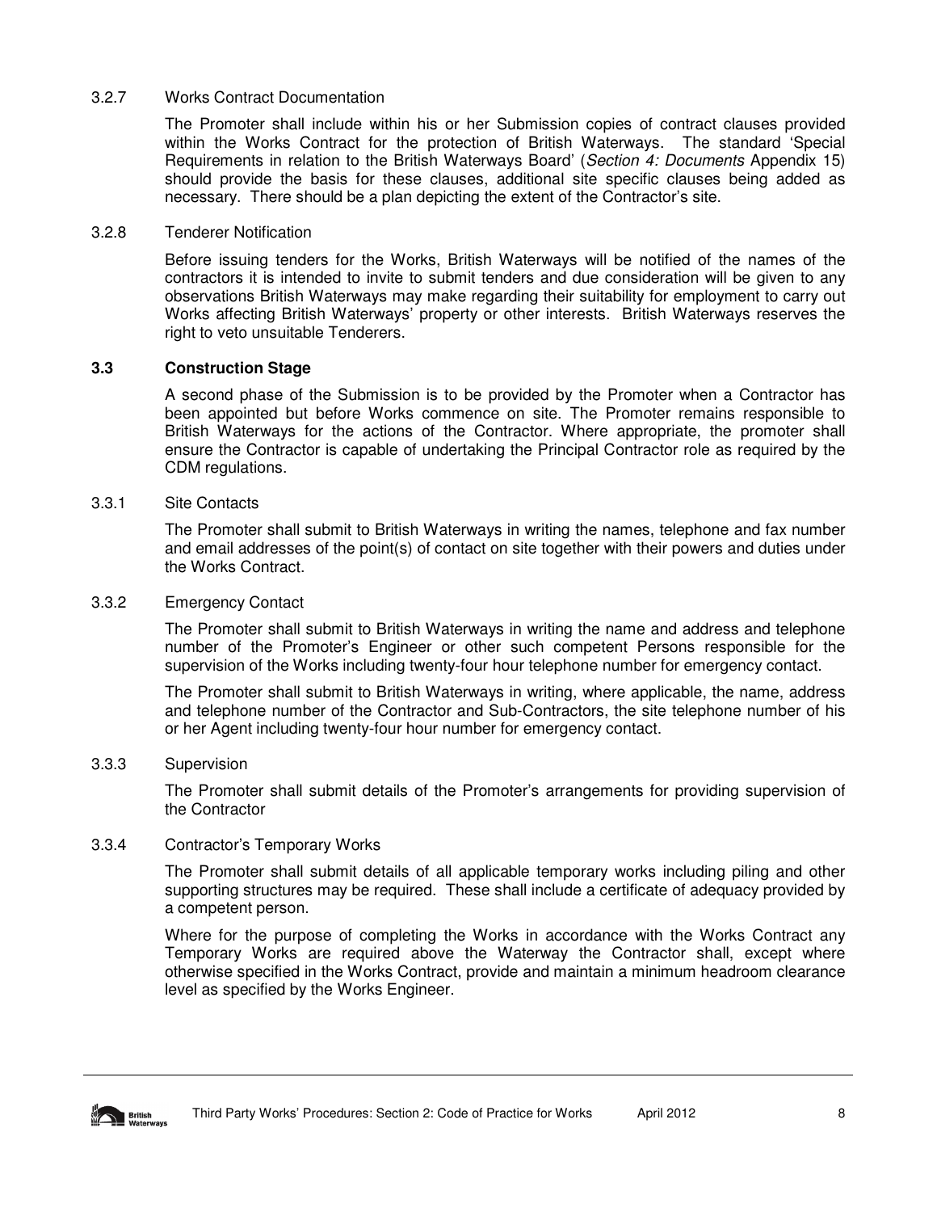#### 3.2.7 Works Contract Documentation

The Promoter shall include within his or her Submission copies of contract clauses provided within the Works Contract for the protection of British Waterways. The standard 'Special Requirements in relation to the British Waterways Board' (*Section 4: Documents* Appendix 15) should provide the basis for these clauses, additional site specific clauses being added as necessary. There should be a plan depicting the extent of the Contractor's site.

#### 3.2.8 Tenderer Notification

Before issuing tenders for the Works, British Waterways will be notified of the names of the contractors it is intended to invite to submit tenders and due consideration will be given to any observations British Waterways may make regarding their suitability for employment to carry out Works affecting British Waterways' property or other interests. British Waterways reserves the right to veto unsuitable Tenderers.

### 3.3 Construction Stage

A second phase of the Submission is to be provided by the Promoter when a Contractor has been appointed but before Works commence on site. The Promoter remains responsible to British Waterways for the actions of the Contractor. Where appropriate, the promoter shall ensure the Contractor is capable of undertaking the Principal Contractor role as required by the CDM regulations.

#### 3.3.1 Site Contacts

The Promoter shall submit to British Waterways in writing the names, telephone and fax number and email addresses of the point(s) of contact on site together with their powers and duties under the Works Contract.

#### 3.3.2 Emergency Contact

The Promoter shall submit to British Waterways in writing the name and address and telephone number of the Promoter's Engineer or other such competent Persons responsible for the supervision of the Works including twenty-four hour telephone number for emergency contact.

The Promoter shall submit to British Waterways in writing, where applicable, the name, address and telephone number of the Contractor and Sub-Contractors, the site telephone number of his or her Agent including twenty-four hour number for emergency contact.

#### 3.3.3 Supervision

The Promoter shall submit details of the Promoter's arrangements for providing supervision of the Contractor

#### 3.3.4 Contractor's Temporary Works

The Promoter shall submit details of all applicable temporary works including piling and other supporting structures may be required. These shall include a certificate of adequacy provided by a competent person.

Where for the purpose of completing the Works in accordance with the Works Contract any Temporary Works are required above the Waterway the Contractor shall, except where otherwise specified in the Works Contract, provide and maintain a minimum headroom clearance level as specified by the Works Engineer.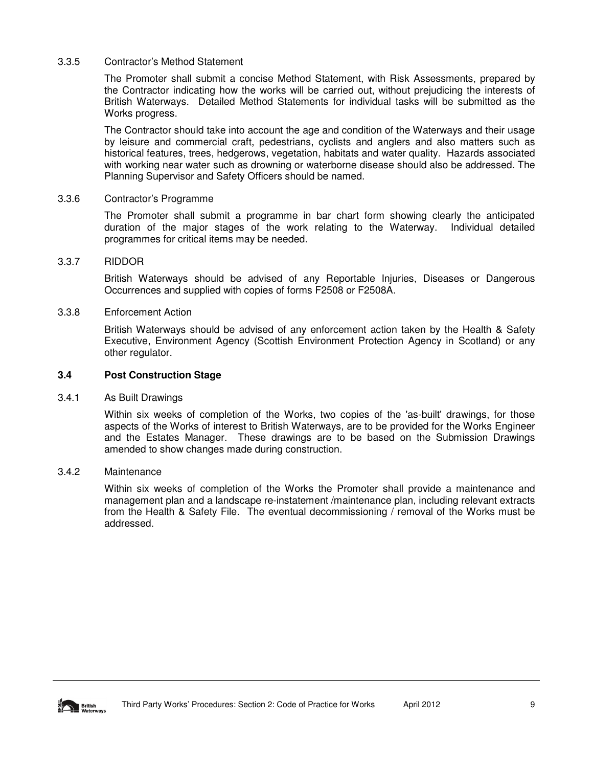#### 3.3.5 Contractor's Method Statement

The Promoter shall submit a concise Method Statement, with Risk Assessments, prepared by the Contractor indicating how the works will be carried out, without prejudicing the interests of British Waterways. Detailed Method Statements for individual tasks will be submitted as the Works progress.

The Contractor should take into account the age and condition of the Waterways and their usage by leisure and commercial craft, pedestrians, cyclists and anglers and also matters such as historical features, trees, hedgerows, vegetation, habitats and water quality. Hazards associated with working near water such as drowning or waterborne disease should also be addressed. The Planning Supervisor and Safety Officers should be named.

#### 3.3.6 Contractor's Programme

The Promoter shall submit a programme in bar chart form showing clearly the anticipated duration of the major stages of the work relating to the Waterway. Individual detailed programmes for critical items may be needed.

#### 3.3.7 RIDDOR

British Waterways should be advised of any Reportable Injuries, Diseases or Dangerous Occurrences and supplied with copies of forms F2508 or F2508A.

#### 3.3.8 Enforcement Action

British Waterways should be advised of any enforcement action taken by the Health & Safety Executive, Environment Agency (Scottish Environment Protection Agency in Scotland) or any other regulator.

### 3.4 Post Construction Stage

#### 3.4.1 As Built Drawings

Within six weeks of completion of the Works, two copies of the 'as-built' drawings, for those aspects of the Works of interest to British Waterways, are to be provided for the Works Engineer and the Estates Manager. These drawings are to be based on the Submission Drawings amended to show changes made during construction.

#### 3.4.2 Maintenance

Within six weeks of completion of the Works the Promoter shall provide a maintenance and management plan and a landscape re-instatement /maintenance plan, including relevant extracts from the Health & Safety File. The eventual decommissioning / removal of the Works must be addressed.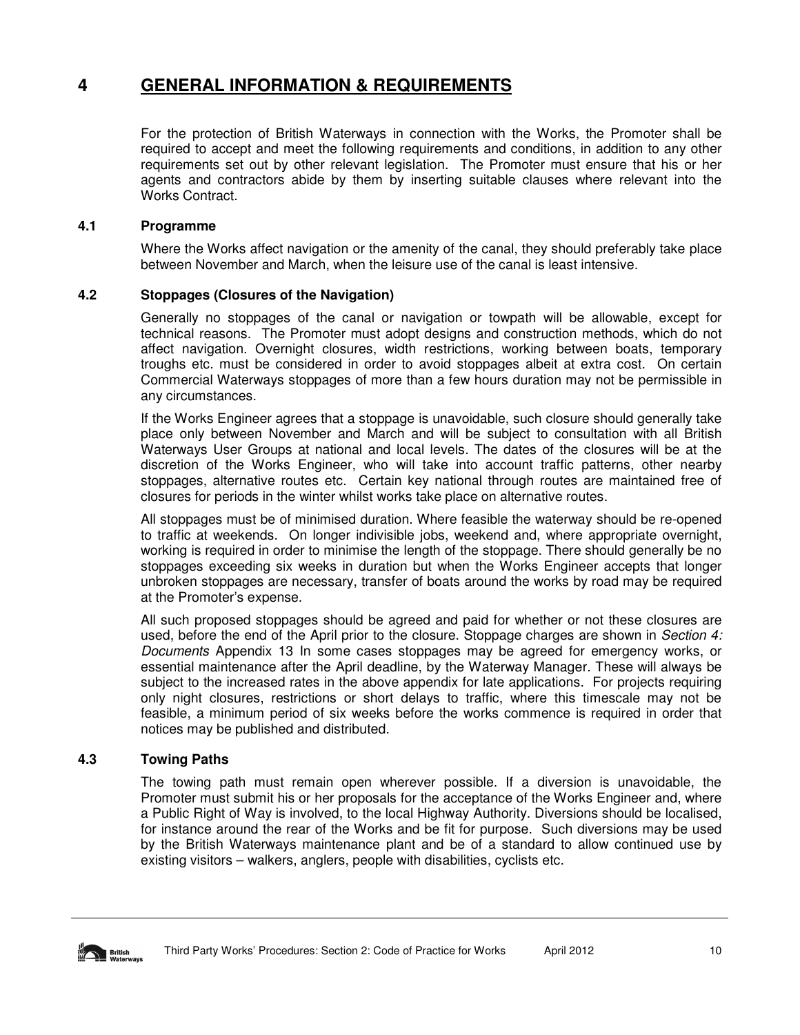# 4 GENERAL INFORMATION & REQUIREMENTS

For the protection of British Waterways in connection with the Works, the Promoter shall be required to accept and meet the following requirements and conditions, in addition to any other requirements set out by other relevant legislation. The Promoter must ensure that his or her agents and contractors abide by them by inserting suitable clauses where relevant into the Works Contract.

## 4.1 Programme

Where the Works affect navigation or the amenity of the canal, they should preferably take place between November and March, when the leisure use of the canal is least intensive.

## 4.2 Stoppages (Closures of the Navigation)

Generally no stoppages of the canal or navigation or towpath will be allowable, except for technical reasons. The Promoter must adopt designs and construction methods, which do not affect navigation. Overnight closures, width restrictions, working between boats, temporary troughs etc. must be considered in order to avoid stoppages albeit at extra cost. On certain Commercial Waterways stoppages of more than a few hours duration may not be permissible in any circumstances.

If the Works Engineer agrees that a stoppage is unavoidable, such closure should generally take place only between November and March and will be subject to consultation with all British Waterways User Groups at national and local levels. The dates of the closures will be at the discretion of the Works Engineer, who will take into account traffic patterns, other nearby stoppages, alternative routes etc. Certain key national through routes are maintained free of closures for periods in the winter whilst works take place on alternative routes.

All stoppages must be of minimised duration. Where feasible the waterway should be re-opened to traffic at weekends. On longer indivisible jobs, weekend and, where appropriate overnight, working is required in order to minimise the length of the stoppage. There should generally be no stoppages exceeding six weeks in duration but when the Works Engineer accepts that longer unbroken stoppages are necessary, transfer of boats around the works by road may be required at the Promoter's expense.

All such proposed stoppages should be agreed and paid for whether or not these closures are used, before the end of the April prior to the closure. Stoppage charges are shown in *Section 4: Documents* Appendix 13 In some cases stoppages may be agreed for emergency works, or essential maintenance after the April deadline, by the Waterway Manager. These will always be subject to the increased rates in the above appendix for late applications. For projects requiring only night closures, restrictions or short delays to traffic, where this timescale may not be feasible, a minimum period of six weeks before the works commence is required in order that notices may be published and distributed.

## 4.3 Towing Paths

The towing path must remain open wherever possible. If a diversion is unavoidable, the Promoter must submit his or her proposals for the acceptance of the Works Engineer and, where a Public Right of Way is involved, to the local Highway Authority. Diversions should be localised, for instance around the rear of the Works and be fit for purpose. Such diversions may be used by the British Waterways maintenance plant and be of a standard to allow continued use by existing visitors – walkers, anglers, people with disabilities, cyclists etc.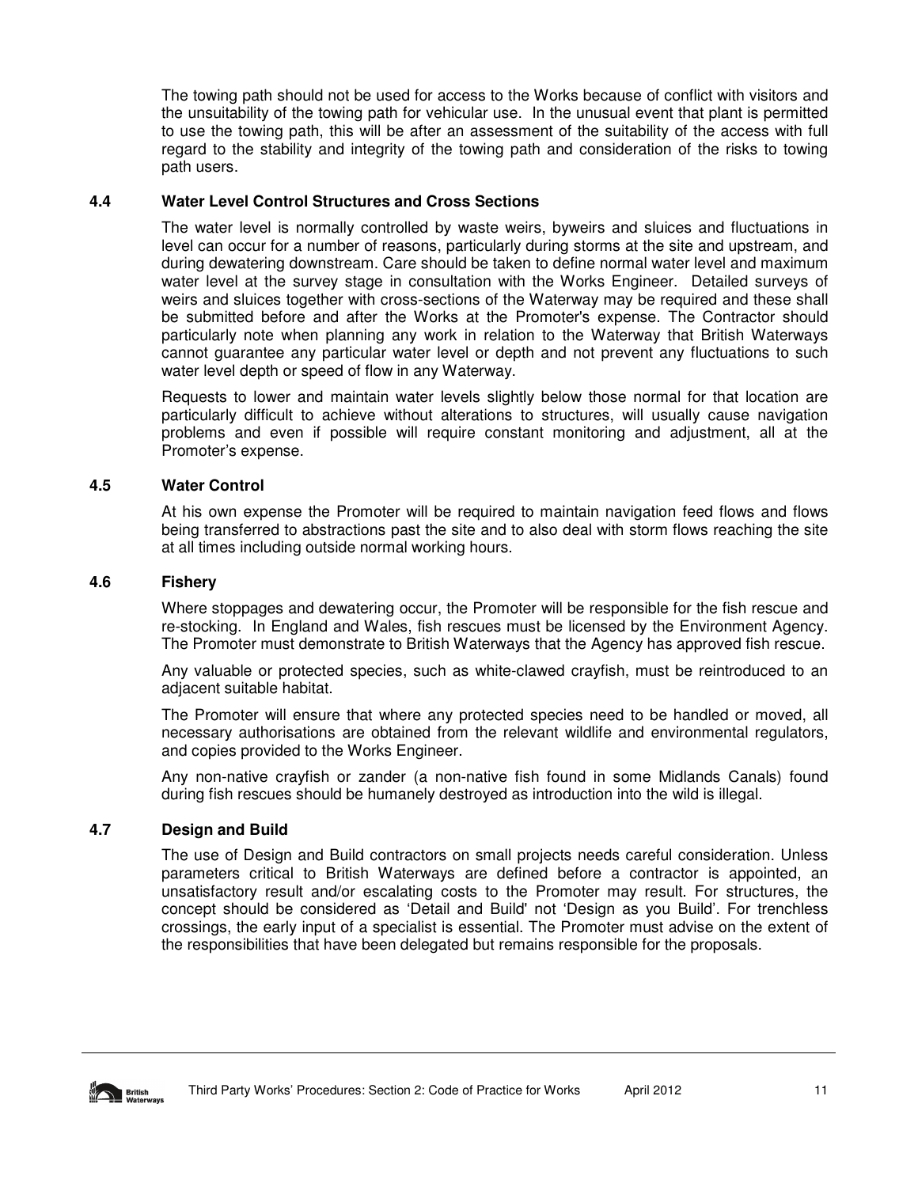The towing path should not be used for access to the Works because of conflict with visitors and the unsuitability of the towing path for vehicular use. In the unusual event that plant is permitted to use the towing path, this will be after an assessment of the suitability of the access with full regard to the stability and integrity of the towing path and consideration of the risks to towing path users.

### 4.4 Water Level Control Structures and Cross Sections

The water level is normally controlled by waste weirs, byweirs and sluices and fluctuations in level can occur for a number of reasons, particularly during storms at the site and upstream, and during dewatering downstream. Care should be taken to define normal water level and maximum water level at the survey stage in consultation with the Works Engineer. Detailed surveys of weirs and sluices together with cross-sections of the Waterway may be required and these shall be submitted before and after the Works at the Promoter's expense. The Contractor should particularly note when planning any work in relation to the Waterway that British Waterways cannot guarantee any particular water level or depth and not prevent any fluctuations to such water level depth or speed of flow in any Waterway.

Requests to lower and maintain water levels slightly below those normal for that location are particularly difficult to achieve without alterations to structures, will usually cause navigation problems and even if possible will require constant monitoring and adjustment, all at the Promoter's expense.

### 4.5 Water Control

At his own expense the Promoter will be required to maintain navigation feed flows and flows being transferred to abstractions past the site and to also deal with storm flows reaching the site at all times including outside normal working hours.

### 4.6 Fishery

Where stoppages and dewatering occur, the Promoter will be responsible for the fish rescue and re-stocking. In England and Wales, fish rescues must be licensed by the Environment Agency. The Promoter must demonstrate to British Waterways that the Agency has approved fish rescue.

Any valuable or protected species, such as white-clawed crayfish, must be reintroduced to an adjacent suitable habitat.

The Promoter will ensure that where any protected species need to be handled or moved, all necessary authorisations are obtained from the relevant wildlife and environmental regulators, and copies provided to the Works Engineer.

Any non-native crayfish or zander (a non-native fish found in some Midlands Canals) found during fish rescues should be humanely destroyed as introduction into the wild is illegal.

### 4.7 Design and Build

The use of Design and Build contractors on small projects needs careful consideration. Unless parameters critical to British Waterways are defined before a contractor is appointed, an unsatisfactory result and/or escalating costs to the Promoter may result. For structures, the concept should be considered as 'Detail and Build' not 'Design as you Build'. For trenchless crossings, the early input of a specialist is essential. The Promoter must advise on the extent of the responsibilities that have been delegated but remains responsible for the proposals.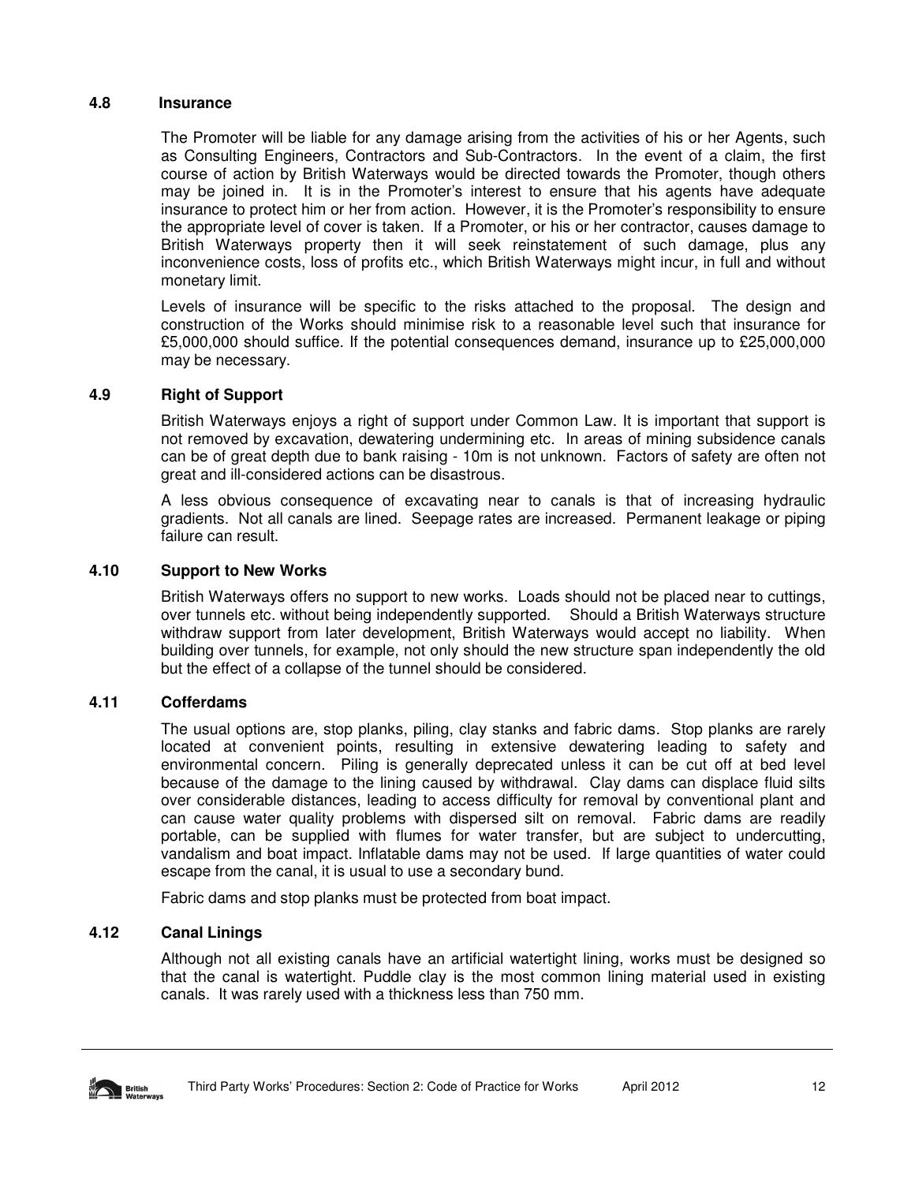### 4.8 Insurance

The Promoter will be liable for any damage arising from the activities of his or her Agents, such as Consulting Engineers, Contractors and Sub-Contractors. In the event of a claim, the first course of action by British Waterways would be directed towards the Promoter, though others may be joined in. It is in the Promoter's interest to ensure that his agents have adequate insurance to protect him or her from action. However, it is the Promoter's responsibility to ensure the appropriate level of cover is taken. If a Promoter, or his or her contractor, causes damage to British Waterways property then it will seek reinstatement of such damage, plus any inconvenience costs, loss of profits etc., which British Waterways might incur, in full and without monetary limit.

Levels of insurance will be specific to the risks attached to the proposal. The design and construction of the Works should minimise risk to a reasonable level such that insurance for £5,000,000 should suffice. If the potential consequences demand, insurance up to £25,000,000 may be necessary.

### 4.9 Right of Support

British Waterways enjoys a right of support under Common Law. It is important that support is not removed by excavation, dewatering undermining etc. In areas of mining subsidence canals can be of great depth due to bank raising - 10m is not unknown. Factors of safety are often not great and ill-considered actions can be disastrous.

A less obvious consequence of excavating near to canals is that of increasing hydraulic gradients. Not all canals are lined. Seepage rates are increased. Permanent leakage or piping failure can result.

### 4.10 Support to New Works

British Waterways offers no support to new works. Loads should not be placed near to cuttings, over tunnels etc. without being independently supported. Should a British Waterways structure withdraw support from later development, British Waterways would accept no liability. When building over tunnels, for example, not only should the new structure span independently the old but the effect of a collapse of the tunnel should be considered.

### 4.11 Cofferdams

The usual options are, stop planks, piling, clay stanks and fabric dams. Stop planks are rarely located at convenient points, resulting in extensive dewatering leading to safety and environmental concern. Piling is generally deprecated unless it can be cut off at bed level because of the damage to the lining caused by withdrawal. Clay dams can displace fluid silts over considerable distances, leading to access difficulty for removal by conventional plant and can cause water quality problems with dispersed silt on removal. Fabric dams are readily portable, can be supplied with flumes for water transfer, but are subject to undercutting, vandalism and boat impact. Inflatable dams may not be used. If large quantities of water could escape from the canal, it is usual to use a secondary bund.

Fabric dams and stop planks must be protected from boat impact.

### 4.12 Canal Linings

Although not all existing canals have an artificial watertight lining, works must be designed so that the canal is watertight. Puddle clay is the most common lining material used in existing canals. It was rarely used with a thickness less than 750 mm.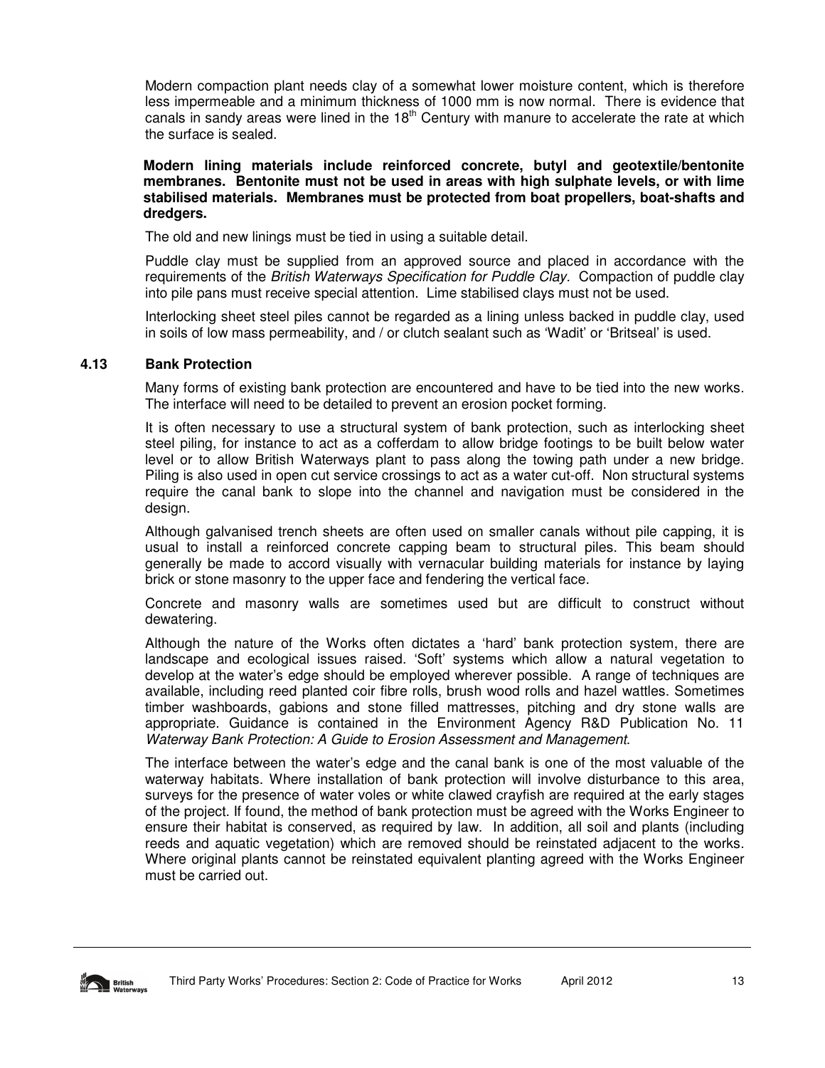Modern compaction plant needs clay of a somewhat lower moisture content, which is therefore less impermeable and a minimum thickness of 1000 mm is now normal. There is evidence that canals in sandy areas were lined in the 18th Century with manure to accelerate the rate at which the surface is sealed.

**Modern lining materials include reinforced concrete, butyl and geotextile/bentonite membranes. Bentonite must not be used in areas with high sulphate levels, or with lime stabilised materials. Membranes must be protected from boat propellers, boat-shafts and dredgers.**

The old and new linings must be tied in using a suitable detail.

Puddle clay must be supplied from an approved source and placed in accordance with the requirements of the *British Waterways Specification for Puddle Clay.* Compaction of puddle clay into pile pans must receive special attention. Lime stabilised clays must not be used.

Interlocking sheet steel piles cannot be regarded as a lining unless backed in puddle clay, used in soils of low mass permeability, and / or clutch sealant such as 'Wadit' or 'Britseal' is used.

## 4.13 Bank Protection

Many forms of existing bank protection are encountered and have to be tied into the new works. The interface will need to be detailed to prevent an erosion pocket forming.

It is often necessary to use a structural system of bank protection, such as interlocking sheet steel piling, for instance to act as a cofferdam to allow bridge footings to be built below water level or to allow British Waterways plant to pass along the towing path under a new bridge. Piling is also used in open cut service crossings to act as a water cut-off. Non structural systems require the canal bank to slope into the channel and navigation must be considered in the design.

Although galvanised trench sheets are often used on smaller canals without pile capping, it is usual to install a reinforced concrete capping beam to structural piles. This beam should generally be made to accord visually with vernacular building materials for instance by laying brick or stone masonry to the upper face and fendering the vertical face.

Concrete and masonry walls are sometimes used but are difficult to construct without dewatering.

Although the nature of the Works often dictates a 'hard' bank protection system, there are landscape and ecological issues raised. 'Soft' systems which allow a natural vegetation to develop at the water's edge should be employed wherever possible. A range of techniques are available, including reed planted coir fibre rolls, brush wood rolls and hazel wattles. Sometimes timber washboards, gabions and stone filled mattresses, pitching and dry stone walls are appropriate. Guidance is contained in the Environment Agency R&D Publication No. 11 *Waterway Bank Protection: A Guide to Erosion Assessment and Management*.

The interface between the water's edge and the canal bank is one of the most valuable of the waterway habitats. Where installation of bank protection will involve disturbance to this area, surveys for the presence of water voles or white clawed crayfish are required at the early stages of the project. If found, the method of bank protection must be agreed with the Works Engineer to ensure their habitat is conserved, as required by law. In addition, all soil and plants (including reeds and aquatic vegetation) which are removed should be reinstated adjacent to the works. Where original plants cannot be reinstated equivalent planting agreed with the Works Engineer must be carried out.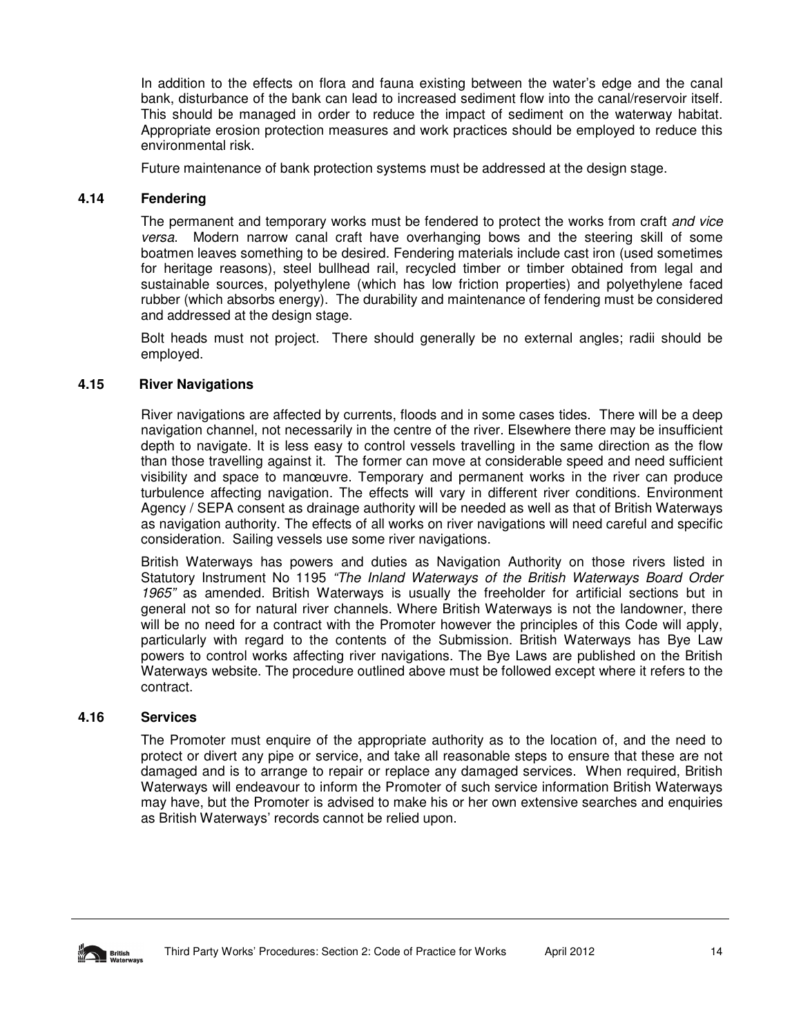In addition to the effects on flora and fauna existing between the water's edge and the canal bank, disturbance of the bank can lead to increased sediment flow into the canal/reservoir itself. This should be managed in order to reduce the impact of sediment on the waterway habitat. Appropriate erosion protection measures and work practices should be employed to reduce this environmental risk.

Future maintenance of bank protection systems must be addressed at the design stage.

### 4.14 Fendering

The permanent and temporary works must be fendered to protect the works from craft *and vice versa*. Modern narrow canal craft have overhanging bows and the steering skill of some boatmen leaves something to be desired. Fendering materials include cast iron (used sometimes for heritage reasons), steel bullhead rail, recycled timber or timber obtained from legal and sustainable sources, polyethylene (which has low friction properties) and polyethylene faced rubber (which absorbs energy). The durability and maintenance of fendering must be considered and addressed at the design stage.

Bolt heads must not project. There should generally be no external angles; radii should be employed.

### 4.15 River Navigations

River navigations are affected by currents, floods and in some cases tides. There will be a deep navigation channel, not necessarily in the centre of the river. Elsewhere there may be insufficient depth to navigate. It is less easy to control vessels travelling in the same direction as the flow than those travelling against it. The former can move at considerable speed and need sufficient visibility and space to manœuvre. Temporary and permanent works in the river can produce turbulence affecting navigation. The effects will vary in different river conditions. Environment Agency / SEPA consent as drainage authority will be needed as well as that of British Waterways as navigation authority. The effects of all works on river navigations will need careful and specific consideration. Sailing vessels use some river navigations.

British Waterways has powers and duties as Navigation Authority on those rivers listed in Statutory Instrument No 1195 *"The Inland Waterways of the British Waterways Board Order 1965"* as amended. British Waterways is usually the freeholder for artificial sections but in general not so for natural river channels. Where British Waterways is not the landowner, there will be no need for a contract with the Promoter however the principles of this Code will apply, particularly with regard to the contents of the Submission. British Waterways has Bye Law powers to control works affecting river navigations. The Bye Laws are published on the British Waterways website. The procedure outlined above must be followed except where it refers to the contract.

### 4.16 Services

The Promoter must enquire of the appropriate authority as to the location of, and the need to protect or divert any pipe or service, and take all reasonable steps to ensure that these are not damaged and is to arrange to repair or replace any damaged services. When required, British Waterways will endeavour to inform the Promoter of such service information British Waterways may have, but the Promoter is advised to make his or her own extensive searches and enquiries as British Waterways' records cannot be relied upon.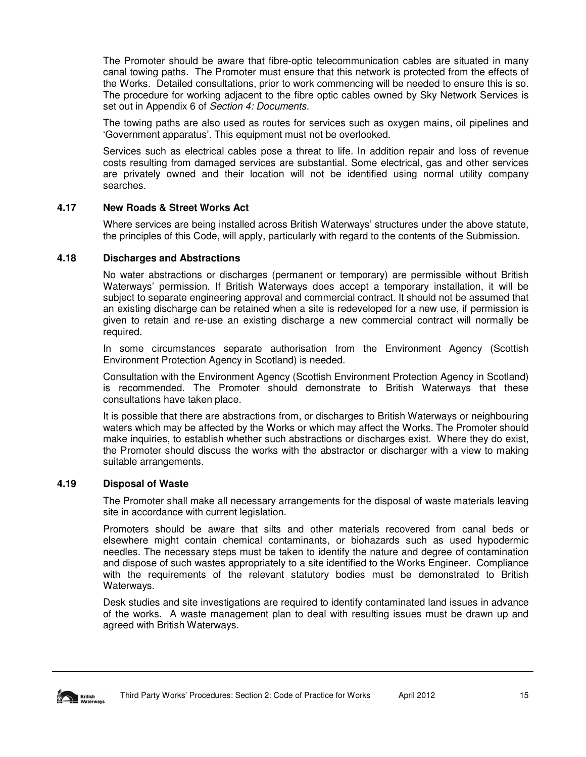The Promoter should be aware that fibre-optic telecommunication cables are situated in many canal towing paths. The Promoter must ensure that this network is protected from the effects of the Works. Detailed consultations, prior to work commencing will be needed to ensure this is so. The procedure for working adjacent to the fibre optic cables owned by Sky Network Services is set out in Appendix 6 of *Section 4: Documents.*

The towing paths are also used as routes for services such as oxygen mains, oil pipelines and 'Government apparatus'. This equipment must not be overlooked.

Services such as electrical cables pose a threat to life. In addition repair and loss of revenue costs resulting from damaged services are substantial. Some electrical, gas and other services are privately owned and their location will not be identified using normal utility company searches.

### 4.17 New Roads & Street Works Act

Where services are being installed across British Waterways' structures under the above statute, the principles of this Code, will apply, particularly with regard to the contents of the Submission.

### 4.18 Discharges and Abstractions

No water abstractions or discharges (permanent or temporary) are permissible without British Waterways' permission. If British Waterways does accept a temporary installation, it will be subject to separate engineering approval and commercial contract. It should not be assumed that an existing discharge can be retained when a site is redeveloped for a new use, if permission is given to retain and re-use an existing discharge a new commercial contract will normally be required.

In some circumstances separate authorisation from the Environment Agency (Scottish Environment Protection Agency in Scotland) is needed.

Consultation with the Environment Agency (Scottish Environment Protection Agency in Scotland) is recommended. The Promoter should demonstrate to British Waterways that these consultations have taken place.

It is possible that there are abstractions from, or discharges to British Waterways or neighbouring waters which may be affected by the Works or which may affect the Works. The Promoter should make inquiries, to establish whether such abstractions or discharges exist. Where they do exist, the Promoter should discuss the works with the abstractor or discharger with a view to making suitable arrangements.

### 4.19 Disposal of Waste

The Promoter shall make all necessary arrangements for the disposal of waste materials leaving site in accordance with current legislation.

Promoters should be aware that silts and other materials recovered from canal beds or elsewhere might contain chemical contaminants, or biohazards such as used hypodermic needles. The necessary steps must be taken to identify the nature and degree of contamination and dispose of such wastes appropriately to a site identified to the Works Engineer. Compliance with the requirements of the relevant statutory bodies must be demonstrated to British Waterways.

Desk studies and site investigations are required to identify contaminated land issues in advance of the works. A waste management plan to deal with resulting issues must be drawn up and agreed with British Waterways.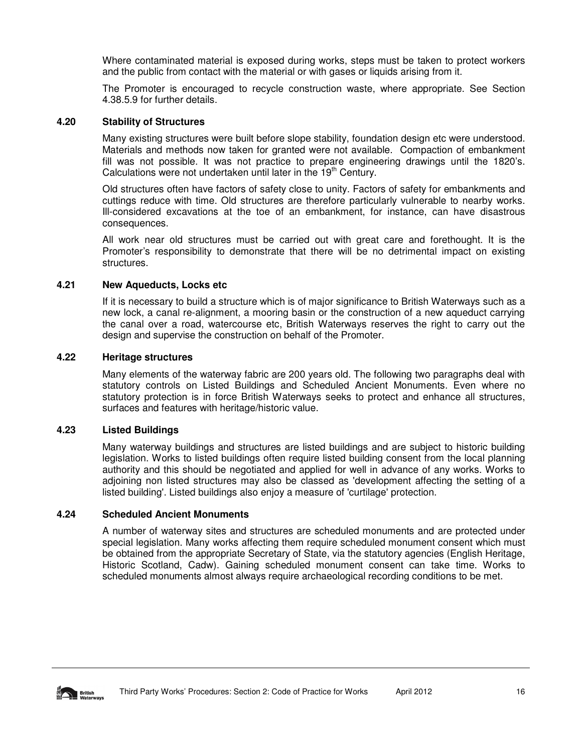Where contaminated material is exposed during works, steps must be taken to protect workers and the public from contact with the material or with gases or liquids arising from it.

The Promoter is encouraged to recycle construction waste, where appropriate. See Section 4.38.5.9 for further details.

### 4.20 Stability of Structures

Many existing structures were built before slope stability, foundation design etc were understood. Materials and methods now taken for granted were not available. Compaction of embankment fill was not possible. It was not practice to prepare engineering drawings until the 1820's. Calculations were not undertaken until later in the 19th Century.

Old structures often have factors of safety close to unity. Factors of safety for embankments and cuttings reduce with time. Old structures are therefore particularly vulnerable to nearby works. Ill-considered excavations at the toe of an embankment, for instance, can have disastrous consequences.

All work near old structures must be carried out with great care and forethought. It is the Promoter's responsibility to demonstrate that there will be no detrimental impact on existing structures.

### 4.21 New Aqueducts, Locks etc

If it is necessary to build a structure which is of major significance to British Waterways such as a new lock, a canal re-alignment, a mooring basin or the construction of a new aqueduct carrying the canal over a road, watercourse etc, British Waterways reserves the right to carry out the design and supervise the construction on behalf of the Promoter.

### 4.22 Heritage structures

Many elements of the waterway fabric are 200 years old. The following two paragraphs deal with statutory controls on Listed Buildings and Scheduled Ancient Monuments. Even where no statutory protection is in force British Waterways seeks to protect and enhance all structures, surfaces and features with heritage/historic value.

### 4.23 Listed Buildings

Many waterway buildings and structures are listed buildings and are subject to historic building legislation. Works to listed buildings often require listed building consent from the local planning authority and this should be negotiated and applied for well in advance of any works. Works to adjoining non listed structures may also be classed as 'development affecting the setting of a listed building'. Listed buildings also enjoy a measure of 'curtilage' protection.

### 4.24 Scheduled Ancient Monuments

A number of waterway sites and structures are scheduled monuments and are protected under special legislation. Many works affecting them require scheduled monument consent which must be obtained from the appropriate Secretary of State, via the statutory agencies (English Heritage, Historic Scotland, Cadw). Gaining scheduled monument consent can take time. Works to scheduled monuments almost always require archaeological recording conditions to be met.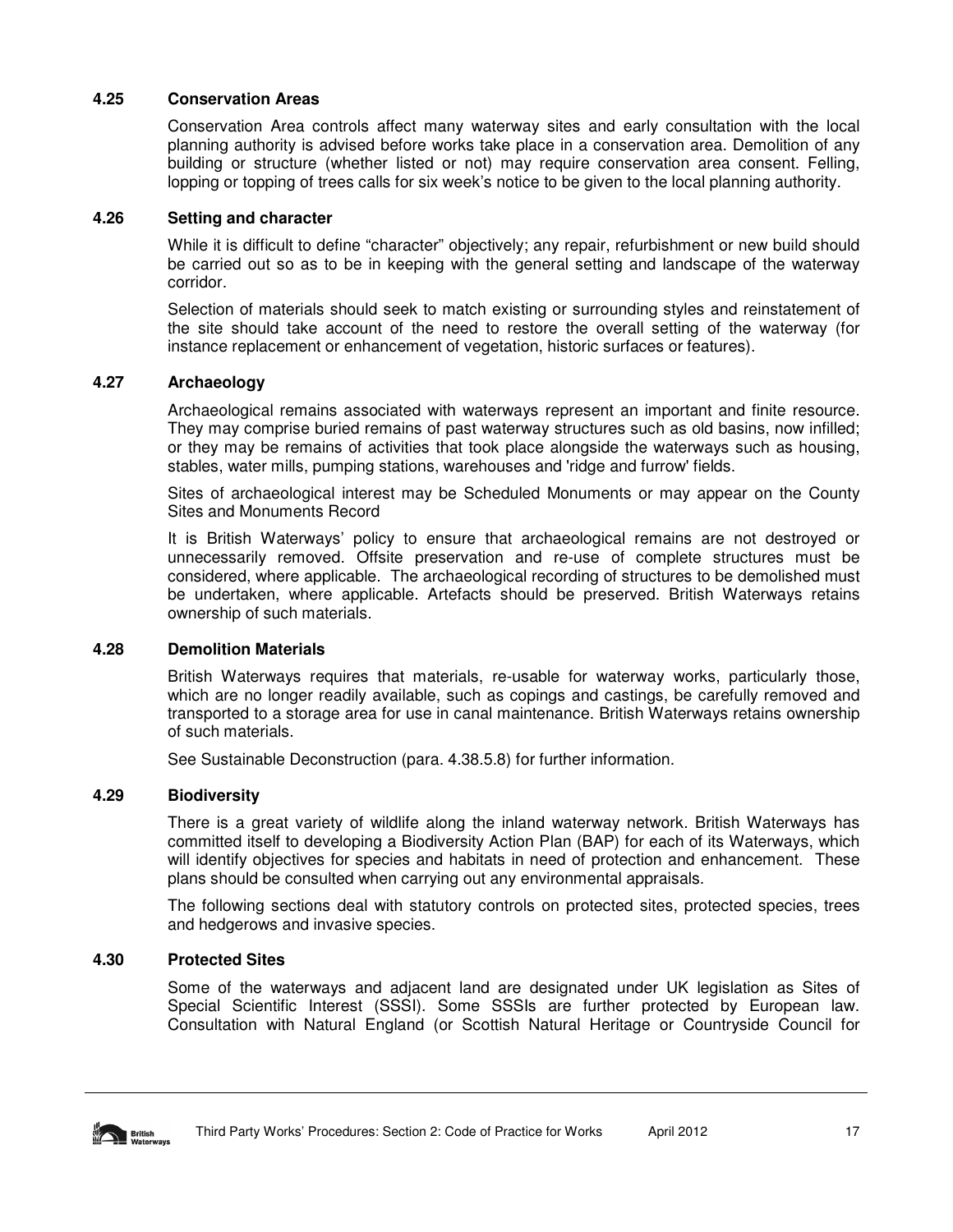### 4.25 Conservation Areas

Conservation Area controls affect many waterway sites and early consultation with the local planning authority is advised before works take place in a conservation area. Demolition of any building or structure (whether listed or not) may require conservation area consent. Felling, lopping or topping of trees calls for six week's notice to be given to the local planning authority.

### 4.26 Setting and character

While it is difficult to define "character" objectively; any repair, refurbishment or new build should be carried out so as to be in keeping with the general setting and landscape of the waterway corridor.

Selection of materials should seek to match existing or surrounding styles and reinstatement of the site should take account of the need to restore the overall setting of the waterway (for instance replacement or enhancement of vegetation, historic surfaces or features).

### 4.27 Archaeology

Archaeological remains associated with waterways represent an important and finite resource. They may comprise buried remains of past waterway structures such as old basins, now infilled; or they may be remains of activities that took place alongside the waterways such as housing, stables, water mills, pumping stations, warehouses and 'ridge and furrow' fields.

Sites of archaeological interest may be Scheduled Monuments or may appear on the County Sites and Monuments Record

It is British Waterways' policy to ensure that archaeological remains are not destroyed or unnecessarily removed. Offsite preservation and re-use of complete structures must be considered, where applicable. The archaeological recording of structures to be demolished must be undertaken, where applicable. Artefacts should be preserved. British Waterways retains ownership of such materials.

### 4.28 Demolition Materials

British Waterways requires that materials, re-usable for waterway works, particularly those, which are no longer readily available, such as copings and castings, be carefully removed and transported to a storage area for use in canal maintenance. British Waterways retains ownership of such materials.

See Sustainable Deconstruction (para. 4.38.5.8) for further information.

### 4.29 Biodiversity

There is a great variety of wildlife along the inland waterway network. British Waterways has committed itself to developing a Biodiversity Action Plan (BAP) for each of its Waterways, which will identify objectives for species and habitats in need of protection and enhancement. These plans should be consulted when carrying out any environmental appraisals.

The following sections deal with statutory controls on protected sites, protected species, trees and hedgerows and invasive species.

### 4.30 Protected Sites

Some of the waterways and adjacent land are designated under UK legislation as Sites of Special Scientific Interest (SSSI). Some SSSIs are further protected by European law. Consultation with Natural England (or Scottish Natural Heritage or Countryside Council for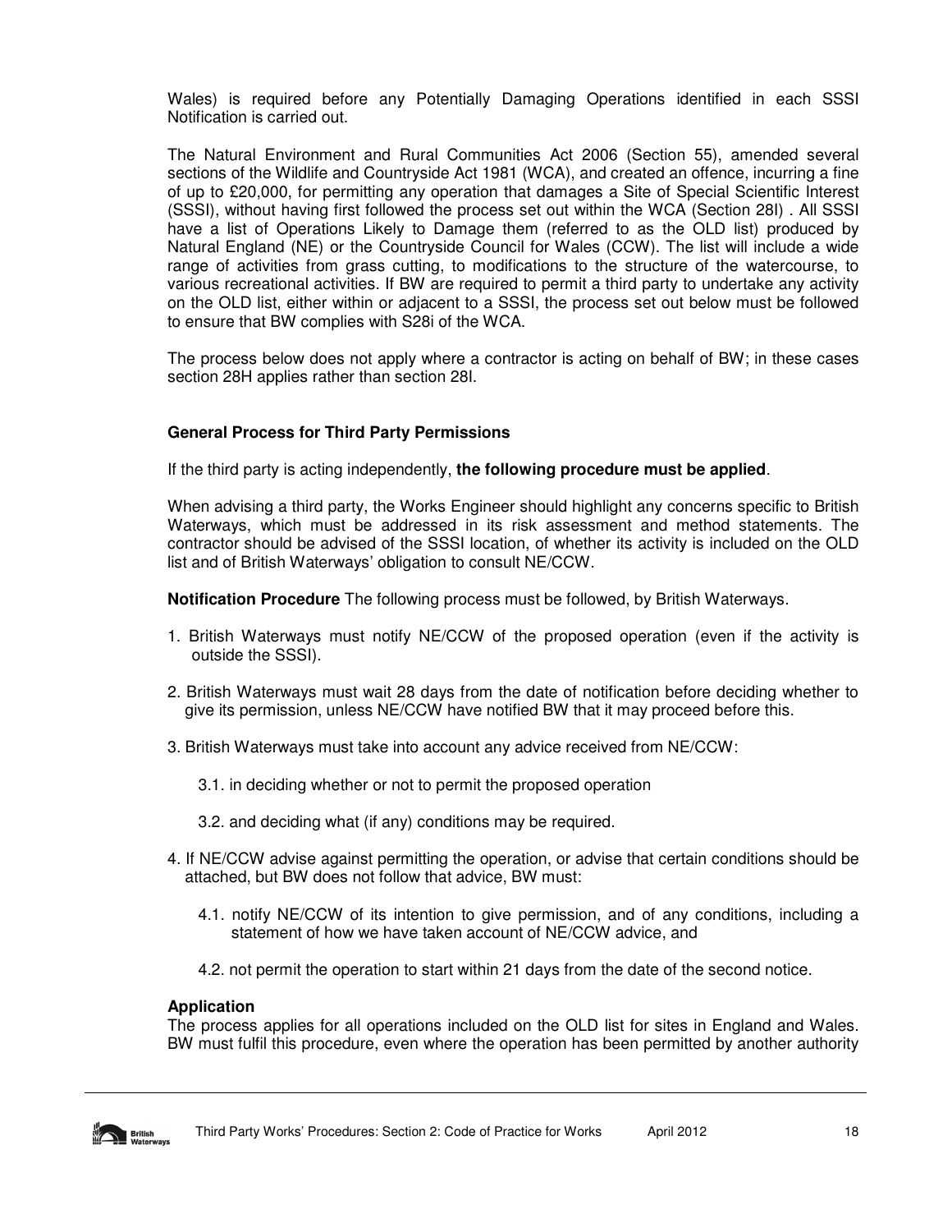Wales) is required before any Potentially Damaging Operations identified in each SSSI Notification is carried out.

The Natural Environment and Rural Communities Act 2006 (Section 55), amended several sections of the Wildlife and Countryside Act 1981 (WCA), and created an offence, incurring a fine of up to £20,000, for permitting any operation that damages a Site of Special Scientific Interest (SSSI), without having first followed the process set out within the WCA (Section 28I) . All SSSI have a list of Operations Likely to Damage them (referred to as the OLD list) produced by Natural England (NE) or the Countryside Council for Wales (CCW). The list will include a wide range of activities from grass cutting, to modifications to the structure of the watercourse, to various recreational activities. If BW are required to permit a third party to undertake any activity on the OLD list, either within or adjacent to a SSSI, the process set out below must be followed to ensure that BW complies with S28i of the WCA.

The process below does not apply where a contractor is acting on behalf of BW; in these cases section 28H applies rather than section 28I.

**General Process for Third Party Permissions**

If the third party is acting independently, **the following procedure must be applied**.

When advising a third party, the Works Engineer should highlight any concerns specific to British Waterways, which must be addressed in its risk assessment and method statements. The contractor should be advised of the SSSI location, of whether its activity is included on the OLD list and of British Waterways' obligation to consult NE/CCW.

**Notification Procedure** The following process must be followed, by British Waterways.

1. British Waterways must notify NE/CCW of the proposed operation (even if the activity is outside the SSSI).

2. British Waterways must wait 28 days from the date of notification before deciding whether to give its permission, unless NE/CCW have notified BW that it may proceed before this.

3. British Waterways must take into account any advice received from NE/CCW:

   3.1. in deciding whether or not to permit the proposed operation

   3.2. and deciding what (if any) conditions may be required.

4. If NE/CCW advise against permitting the operation, or advise that certain conditions should be attached, but BW does not follow that advice, BW must:

   4.1. notify NE/CCW of its intention to give permission, and of any conditions, including a statement of how we have taken account of NE/CCW advice, and

   4.2. not permit the operation to start within 21 days from the date of the second notice.

**Application**

The process applies for all operations included on the OLD list for sites in England and Wales. BW must fulfil this procedure, even where the operation has been permitted by another authority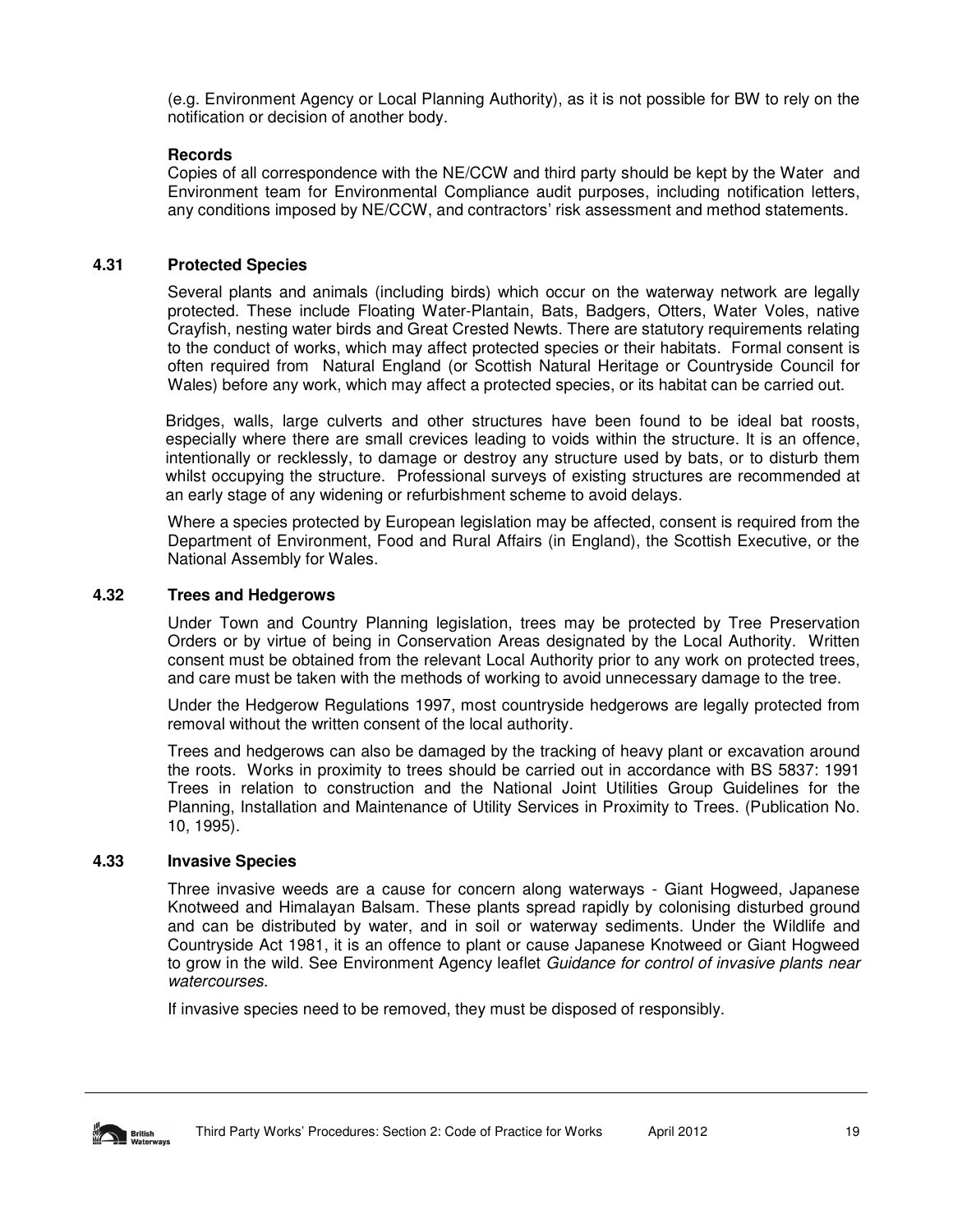(e.g. Environment Agency or Local Planning Authority), as it is not possible for BW to rely on the notification or decision of another body.

**Records**

Copies of all correspondence with the NE/CCW and third party should be kept by the Water and Environment team for Environmental Compliance audit purposes, including notification letters, any conditions imposed by NE/CCW, and contractors' risk assessment and method statements.

### 4.31 Protected Species

Several plants and animals (including birds) which occur on the waterway network are legally protected. These include Floating Water-Plantain, Bats, Badgers, Otters, Water Voles, native Crayfish, nesting water birds and Great Crested Newts. There are statutory requirements relating to the conduct of works, which may affect protected species or their habitats. Formal consent is often required from Natural England (or Scottish Natural Heritage or Countryside Council for Wales) before any work, which may affect a protected species, or its habitat can be carried out.

Bridges, walls, large culverts and other structures have been found to be ideal bat roosts, especially where there are small crevices leading to voids within the structure. It is an offence, intentionally or recklessly, to damage or destroy any structure used by bats, or to disturb them whilst occupying the structure. Professional surveys of existing structures are recommended at an early stage of any widening or refurbishment scheme to avoid delays.

Where a species protected by European legislation may be affected, consent is required from the Department of Environment, Food and Rural Affairs (in England), the Scottish Executive, or the National Assembly for Wales.

### 4.32 Trees and Hedgerows

Under Town and Country Planning legislation, trees may be protected by Tree Preservation Orders or by virtue of being in Conservation Areas designated by the Local Authority. Written consent must be obtained from the relevant Local Authority prior to any work on protected trees, and care must be taken with the methods of working to avoid unnecessary damage to the tree.

Under the Hedgerow Regulations 1997, most countryside hedgerows are legally protected from removal without the written consent of the local authority.

Trees and hedgerows can also be damaged by the tracking of heavy plant or excavation around the roots. Works in proximity to trees should be carried out in accordance with BS 5837: 1991 Trees in relation to construction and the National Joint Utilities Group Guidelines for the Planning, Installation and Maintenance of Utility Services in Proximity to Trees. (Publication No. 10, 1995).

### 4.33 Invasive Species

Three invasive weeds are a cause for concern along waterways - Giant Hogweed, Japanese Knotweed and Himalayan Balsam. These plants spread rapidly by colonising disturbed ground and can be distributed by water, and in soil or waterway sediments. Under the Wildlife and Countryside Act 1981, it is an offence to plant or cause Japanese Knotweed or Giant Hogweed to grow in the wild. See Environment Agency leaflet *Guidance for control of invasive plants near watercourses.*

If invasive species need to be removed, they must be disposed of responsibly.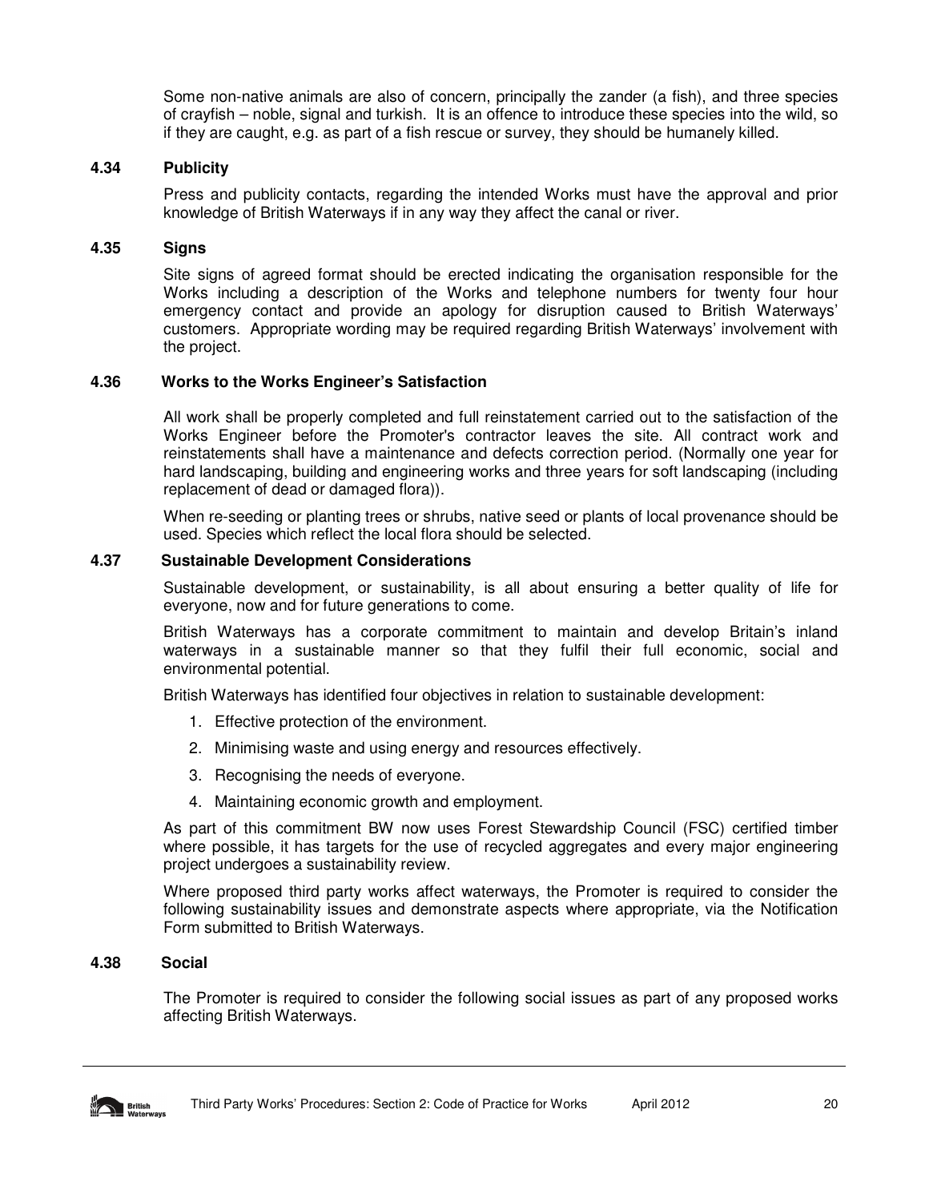Some non-native animals are also of concern, principally the zander (a fish), and three species of crayfish – noble, signal and turkish. It is an offence to introduce these species into the wild, so if they are caught, e.g. as part of a fish rescue or survey, they should be humanely killed.

### 4.34 Publicity

Press and publicity contacts, regarding the intended Works must have the approval and prior knowledge of British Waterways if in any way they affect the canal or river.

### 4.35 Signs

Site signs of agreed format should be erected indicating the organisation responsible for the Works including a description of the Works and telephone numbers for twenty four hour emergency contact and provide an apology for disruption caused to British Waterways' customers. Appropriate wording may be required regarding British Waterways' involvement with the project.

### 4.36 Works to the Works Engineer's Satisfaction

All work shall be properly completed and full reinstatement carried out to the satisfaction of the Works Engineer before the Promoter's contractor leaves the site. All contract work and reinstatements shall have a maintenance and defects correction period. (Normally one year for hard landscaping, building and engineering works and three years for soft landscaping (including replacement of dead or damaged flora)).

When re-seeding or planting trees or shrubs, native seed or plants of local provenance should be used. Species which reflect the local flora should be selected.

### 4.37 Sustainable Development Considerations

Sustainable development, or sustainability, is all about ensuring a better quality of life for everyone, now and for future generations to come.

British Waterways has a corporate commitment to maintain and develop Britain's inland waterways in a sustainable manner so that they fulfil their full economic, social and environmental potential.

British Waterways has identified four objectives in relation to sustainable development:

1. Effective protection of the environment.
2. Minimising waste and using energy and resources effectively.
3. Recognising the needs of everyone.
4. Maintaining economic growth and employment.

As part of this commitment BW now uses Forest Stewardship Council (FSC) certified timber where possible, it has targets for the use of recycled aggregates and every major engineering project undergoes a sustainability review.

Where proposed third party works affect waterways, the Promoter is required to consider the following sustainability issues and demonstrate aspects where appropriate, via the Notification Form submitted to British Waterways.

### 4.38 Social

The Promoter is required to consider the following social issues as part of any proposed works affecting British Waterways.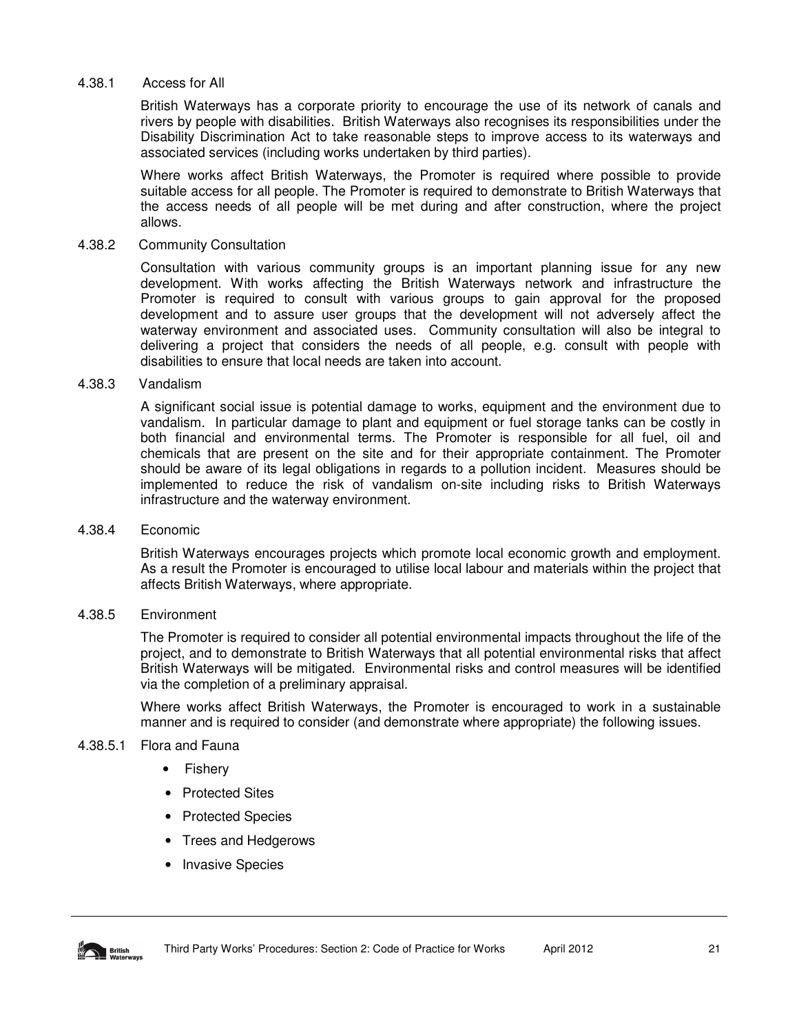#### 4.38.1 Access for All

British Waterways has a corporate priority to encourage the use of its network of canals and rivers by people with disabilities. British Waterways also recognises its responsibilities under the Disability Discrimination Act to take reasonable steps to improve access to its waterways and associated services (including works undertaken by third parties).

Where works affect British Waterways, the Promoter is required where possible to provide suitable access for all people. The Promoter is required to demonstrate to British Waterways that the access needs of all people will be met during and after construction, where the project allows.

#### 4.38.2 Community Consultation

Consultation with various community groups is an important planning issue for any new development. With works affecting the British Waterways network and infrastructure the Promoter is required to consult with various groups to gain approval for the proposed development and to assure user groups that the development will not adversely affect the waterway environment and associated uses. Community consultation will also be integral to delivering a project that considers the needs of all people, e.g. consult with people with disabilities to ensure that local needs are taken into account.

#### 4.38.3 Vandalism

A significant social issue is potential damage to works, equipment and the environment due to vandalism. In particular damage to plant and equipment or fuel storage tanks can be costly in both financial and environmental terms. The Promoter is responsible for all fuel, oil and chemicals that are present on the site and for their appropriate containment. The Promoter should be aware of its legal obligations in regards to a pollution incident. Measures should be implemented to reduce the risk of vandalism on-site including risks to British Waterways infrastructure and the waterway environment.

#### 4.38.4 Economic

British Waterways encourages projects which promote local economic growth and employment. As a result the Promoter is encouraged to utilise local labour and materials within the project that affects British Waterways, where appropriate.

#### 4.38.5 Environment

The Promoter is required to consider all potential environmental impacts throughout the life of the project, and to demonstrate to British Waterways that all potential environmental risks that affect British Waterways will be mitigated. Environmental risks and control measures will be identified via the completion of a preliminary appraisal.

Where works affect British Waterways, the Promoter is encouraged to work in a sustainable manner and is required to consider (and demonstrate where appropriate) the following issues.

##### 4.38.5.1 Flora and Fauna

- Fishery
- Protected Sites
- Protected Species
- Trees and Hedgerows
- Invasive Species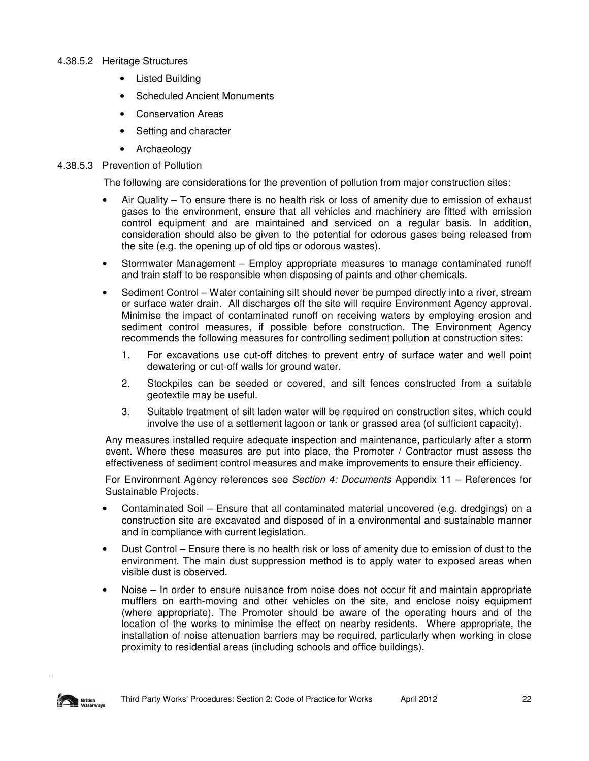#### 4.38.5.2 Heritage Structures

- Listed Building
- Scheduled Ancient Monuments
- Conservation Areas
- Setting and character
- Archaeology

#### 4.38.5.3 Prevention of Pollution

The following are considerations for the prevention of pollution from major construction sites:

- Air Quality – To ensure there is no health risk or loss of amenity due to emission of exhaust gases to the environment, ensure that all vehicles and machinery are fitted with emission control equipment and are maintained and serviced on a regular basis. In addition, consideration should also be given to the potential for odorous gases being released from the site (e.g. the opening up of old tips or odorous wastes).
- Stormwater Management – Employ appropriate measures to manage contaminated runoff and train staff to be responsible when disposing of paints and other chemicals.
- Sediment Control – Water containing silt should never be pumped directly into a river, stream or surface water drain. All discharges off the site will require Environment Agency approval. Minimise the impact of contaminated runoff on receiving waters by employing erosion and sediment control measures, if possible before construction. The Environment Agency recommends the following measures for controlling sediment pollution at construction sites:

  1. For excavations use cut-off ditches to prevent entry of surface water and well point dewatering or cut-off walls for ground water.
  2. Stockpiles can be seeded or covered, and silt fences constructed from a suitable geotextile may be useful.
  3. Suitable treatment of silt laden water will be required on construction sites, which could involve the use of a settlement lagoon or tank or grassed area (of sufficient capacity).

  Any measures installed require adequate inspection and maintenance, particularly after a storm event. Where these measures are put into place, the Promoter / Contractor must assess the effectiveness of sediment control measures and make improvements to ensure their efficiency.

  For Environment Agency references see *Section 4: Documents* Appendix 11 – References for Sustainable Projects.

- Contaminated Soil – Ensure that all contaminated material uncovered (e.g. dredgings) on a construction site are excavated and disposed of in a environmental and sustainable manner and in compliance with current legislation.
- Dust Control – Ensure there is no health risk or loss of amenity due to emission of dust to the environment. The main dust suppression method is to apply water to exposed areas when visible dust is observed.
- Noise – In order to ensure nuisance from noise does not occur fit and maintain appropriate mufflers on earth-moving and other vehicles on the site, and enclose noisy equipment (where appropriate). The Promoter should be aware of the operating hours and of the location of the works to minimise the effect on nearby residents. Where appropriate, the installation of noise attenuation barriers may be required, particularly when working in close proximity to residential areas (including schools and office buildings).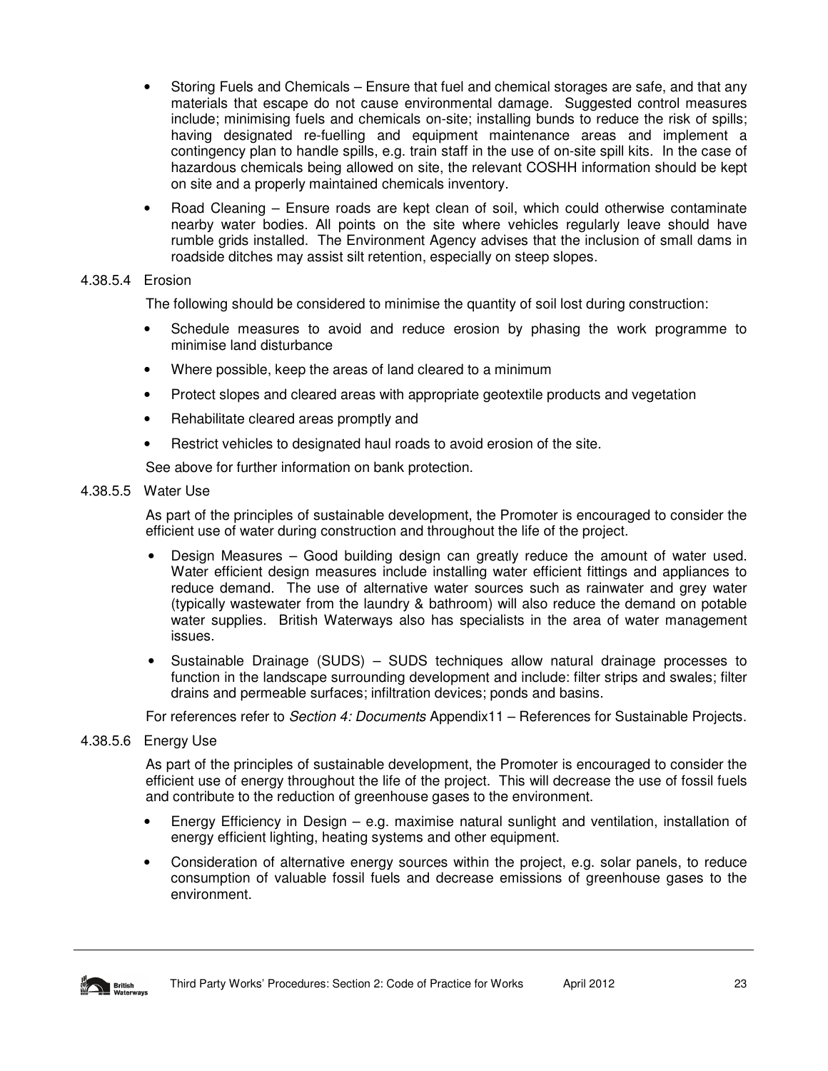- Storing Fuels and Chemicals – Ensure that fuel and chemical storages are safe, and that any materials that escape do not cause environmental damage. Suggested control measures include; minimising fuels and chemicals on-site; installing bunds to reduce the risk of spills; having designated re-fuelling and equipment maintenance areas and implement a contingency plan to handle spills, e.g. train staff in the use of on-site spill kits. In the case of hazardous chemicals being allowed on site, the relevant COSHH information should be kept on site and a properly maintained chemicals inventory.
- Road Cleaning – Ensure roads are kept clean of soil, which could otherwise contaminate nearby water bodies. All points on the site where vehicles regularly leave should have rumble grids installed. The Environment Agency advises that the inclusion of small dams in roadside ditches may assist silt retention, especially on steep slopes.

#### 4.38.5.4 Erosion

The following should be considered to minimise the quantity of soil lost during construction:

- Schedule measures to avoid and reduce erosion by phasing the work programme to minimise land disturbance
- Where possible, keep the areas of land cleared to a minimum
- Protect slopes and cleared areas with appropriate geotextile products and vegetation
- Rehabilitate cleared areas promptly and
- Restrict vehicles to designated haul roads to avoid erosion of the site.

See above for further information on bank protection.

#### 4.38.5.5 Water Use

As part of the principles of sustainable development, the Promoter is encouraged to consider the efficient use of water during construction and throughout the life of the project.

- Design Measures – Good building design can greatly reduce the amount of water used. Water efficient design measures include installing water efficient fittings and appliances to reduce demand. The use of alternative water sources such as rainwater and grey water (typically wastewater from the laundry & bathroom) will also reduce the demand on potable water supplies. British Waterways also has specialists in the area of water management issues.
- Sustainable Drainage (SUDS) – SUDS techniques allow natural drainage processes to function in the landscape surrounding development and include: filter strips and swales; filter drains and permeable surfaces; infiltration devices; ponds and basins.

For references refer to *Section 4: Documents* Appendix11 – References for Sustainable Projects.

#### 4.38.5.6 Energy Use

As part of the principles of sustainable development, the Promoter is encouraged to consider the efficient use of energy throughout the life of the project. This will decrease the use of fossil fuels and contribute to the reduction of greenhouse gases to the environment.

- Energy Efficiency in Design – e.g. maximise natural sunlight and ventilation, installation of energy efficient lighting, heating systems and other equipment.
- Consideration of alternative energy sources within the project, e.g. solar panels, to reduce consumption of valuable fossil fuels and decrease emissions of greenhouse gases to the environment.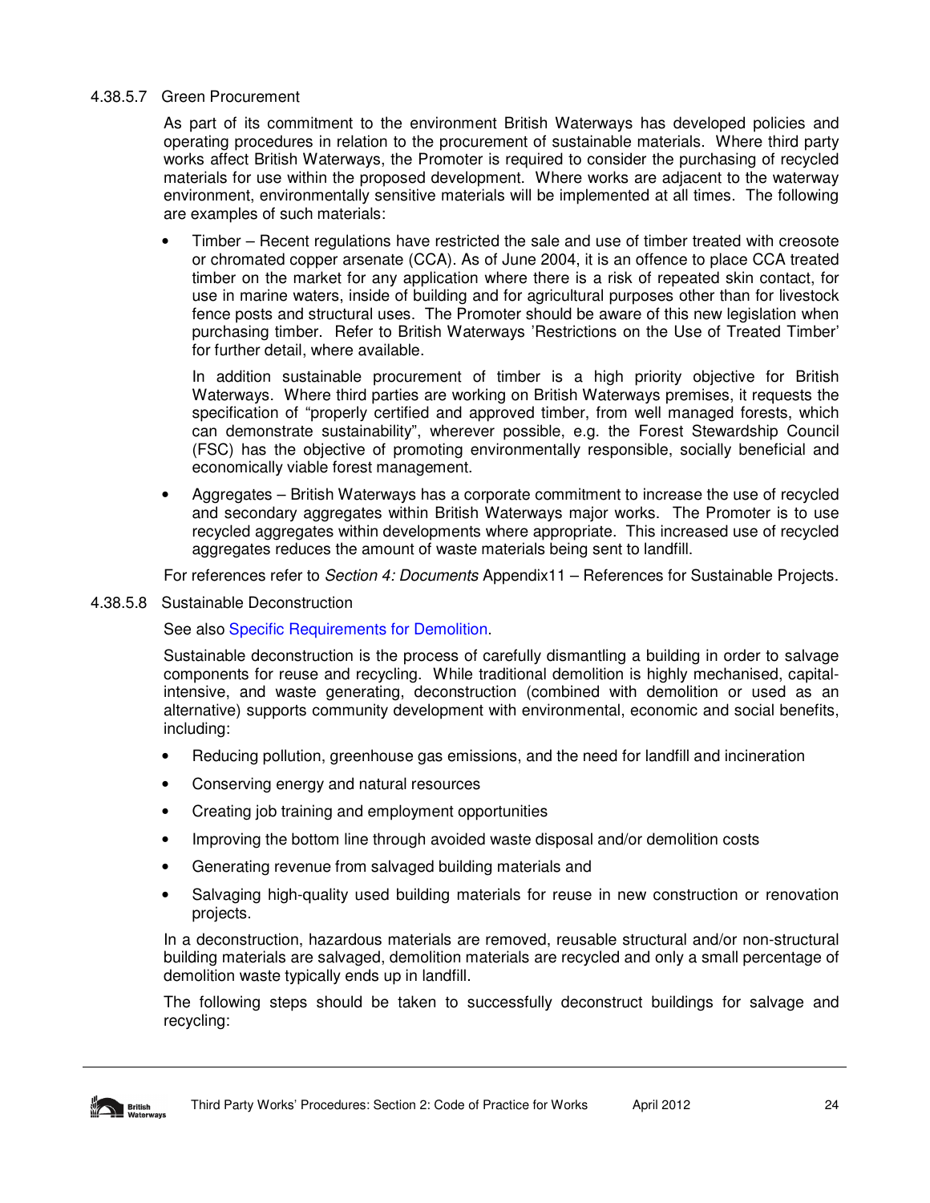#### 4.38.5.7 Green Procurement

As part of its commitment to the environment British Waterways has developed policies and operating procedures in relation to the procurement of sustainable materials. Where third party works affect British Waterways, the Promoter is required to consider the purchasing of recycled materials for use within the proposed development. Where works are adjacent to the waterway environment, environmentally sensitive materials will be implemented at all times. The following are examples of such materials:

- Timber – Recent regulations have restricted the sale and use of timber treated with creosote or chromated copper arsenate (CCA). As of June 2004, it is an offence to place CCA treated timber on the market for any application where there is a risk of repeated skin contact, for use in marine waters, inside of building and for agricultural purposes other than for livestock fence posts and structural uses. The Promoter should be aware of this new legislation when purchasing timber. Refer to British Waterways 'Restrictions on the Use of Treated Timber' for further detail, where available.

  In addition sustainable procurement of timber is a high priority objective for British Waterways. Where third parties are working on British Waterways premises, it requests the specification of "properly certified and approved timber, from well managed forests, which can demonstrate sustainability", wherever possible, e.g. the Forest Stewardship Council (FSC) has the objective of promoting environmentally responsible, socially beneficial and economically viable forest management.

- Aggregates – British Waterways has a corporate commitment to increase the use of recycled and secondary aggregates within British Waterways major works. The Promoter is to use recycled aggregates within developments where appropriate. This increased use of recycled aggregates reduces the amount of waste materials being sent to landfill.

For references refer to *Section 4: Documents* Appendix11 – References for Sustainable Projects.

#### 4.38.5.8 Sustainable Deconstruction

See also Specific Requirements for Demolition.

Sustainable deconstruction is the process of carefully dismantling a building in order to salvage components for reuse and recycling. While traditional demolition is highly mechanised, capital-intensive, and waste generating, deconstruction (combined with demolition or used as an alternative) supports community development with environmental, economic and social benefits, including:

- Reducing pollution, greenhouse gas emissions, and the need for landfill and incineration
- Conserving energy and natural resources
- Creating job training and employment opportunities
- Improving the bottom line through avoided waste disposal and/or demolition costs
- Generating revenue from salvaged building materials and
- Salvaging high-quality used building materials for reuse in new construction or renovation projects.

In a deconstruction, hazardous materials are removed, reusable structural and/or non-structural building materials are salvaged, demolition materials are recycled and only a small percentage of demolition waste typically ends up in landfill.

The following steps should be taken to successfully deconstruct buildings for salvage and recycling: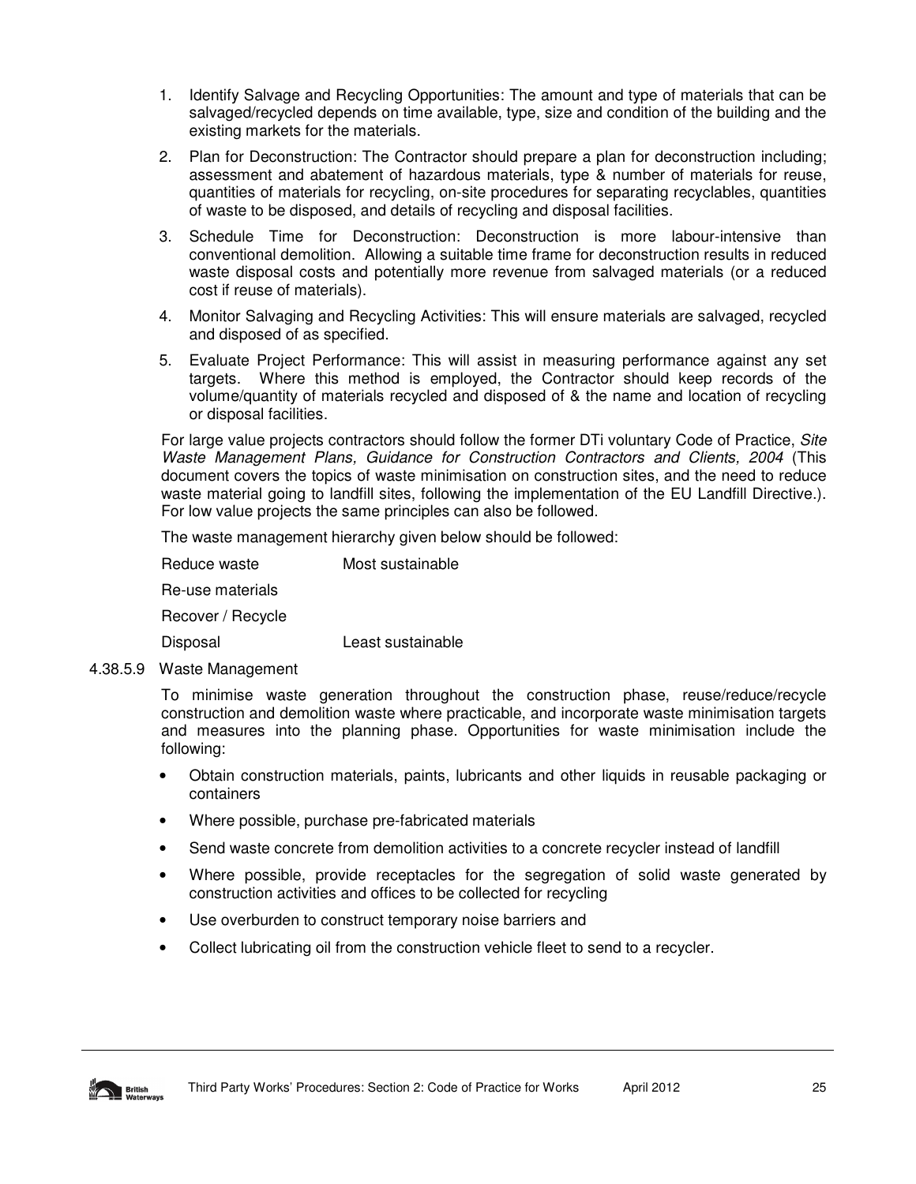1. Identify Salvage and Recycling Opportunities: The amount and type of materials that can be salvaged/recycled depends on time available, type, size and condition of the building and the existing markets for the materials.
2. Plan for Deconstruction: The Contractor should prepare a plan for deconstruction including; assessment and abatement of hazardous materials, type & number of materials for reuse, quantities of materials for recycling, on-site procedures for separating recyclables, quantities of waste to be disposed, and details of recycling and disposal facilities.
3. Schedule Time for Deconstruction: Deconstruction is more labour-intensive than conventional demolition. Allowing a suitable time frame for deconstruction results in reduced waste disposal costs and potentially more revenue from salvaged materials (or a reduced cost if reuse of materials).
4. Monitor Salvaging and Recycling Activities: This will ensure materials are salvaged, recycled and disposed of as specified.
5. Evaluate Project Performance: This will assist in measuring performance against any set targets. Where this method is employed, the Contractor should keep records of the volume/quantity of materials recycled and disposed of & the name and location of recycling or disposal facilities.

For large value projects contractors should follow the former DTi voluntary Code of Practice, *Site Waste Management Plans, Guidance for Construction Contractors and Clients, 2004* (This document covers the topics of waste minimisation on construction sites, and the need to reduce waste material going to landfill sites, following the implementation of the EU Landfill Directive.). For low value projects the same principles can also be followed.

The waste management hierarchy given below should be followed:

| | |
|---|---|
| Reduce waste | Most sustainable |
| Re-use materials | |
| Recover / Recycle | |
| Disposal | Least sustainable |

4.38.5.9 Waste Management

To minimise waste generation throughout the construction phase, reuse/reduce/recycle construction and demolition waste where practicable, and incorporate waste minimisation targets and measures into the planning phase. Opportunities for waste minimisation include the following:

- Obtain construction materials, paints, lubricants and other liquids in reusable packaging or containers
- Where possible, purchase pre-fabricated materials
- Send waste concrete from demolition activities to a concrete recycler instead of landfill
- Where possible, provide receptacles for the segregation of solid waste generated by construction activities and offices to be collected for recycling
- Use overburden to construct temporary noise barriers and
- Collect lubricating oil from the construction vehicle fleet to send to a recycler.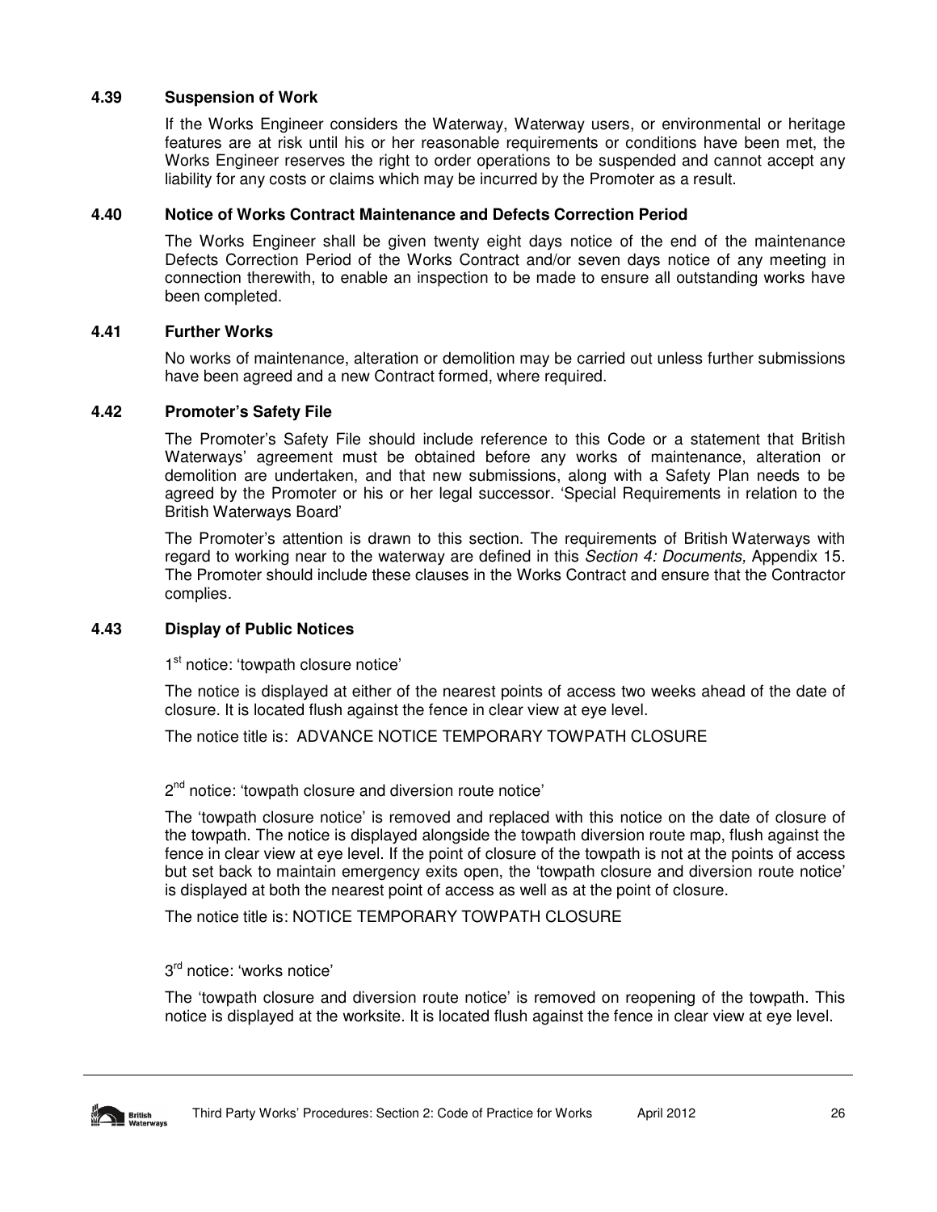### 4.39 Suspension of Work

If the Works Engineer considers the Waterway, Waterway users, or environmental or heritage features are at risk until his or her reasonable requirements or conditions have been met, the Works Engineer reserves the right to order operations to be suspended and cannot accept any liability for any costs or claims which may be incurred by the Promoter as a result.

### 4.40 Notice of Works Contract Maintenance and Defects Correction Period

The Works Engineer shall be given twenty eight days notice of the end of the maintenance Defects Correction Period of the Works Contract and/or seven days notice of any meeting in connection therewith, to enable an inspection to be made to ensure all outstanding works have been completed.

### 4.41 Further Works

No works of maintenance, alteration or demolition may be carried out unless further submissions have been agreed and a new Contract formed, where required.

### 4.42 Promoter's Safety File

The Promoter's Safety File should include reference to this Code or a statement that British Waterways' agreement must be obtained before any works of maintenance, alteration or demolition are undertaken, and that new submissions, along with a Safety Plan needs to be agreed by the Promoter or his or her legal successor. 'Special Requirements in relation to the British Waterways Board'

The Promoter's attention is drawn to this section. The requirements of British Waterways with regard to working near to the waterway are defined in this *Section 4: Documents,* Appendix 15. The Promoter should include these clauses in the Works Contract and ensure that the Contractor complies.

### 4.43 Display of Public Notices

1st notice: 'towpath closure notice'

The notice is displayed at either of the nearest points of access two weeks ahead of the date of closure. It is located flush against the fence in clear view at eye level.

The notice title is: ADVANCE NOTICE TEMPORARY TOWPATH CLOSURE

2nd notice: 'towpath closure and diversion route notice'

The 'towpath closure notice' is removed and replaced with this notice on the date of closure of the towpath. The notice is displayed alongside the towpath diversion route map, flush against the fence in clear view at eye level. If the point of closure of the towpath is not at the points of access but set back to maintain emergency exits open, the 'towpath closure and diversion route notice' is displayed at both the nearest point of access as well as at the point of closure.

The notice title is: NOTICE TEMPORARY TOWPATH CLOSURE

3rd notice: 'works notice'

The 'towpath closure and diversion route notice' is removed on reopening of the towpath. This notice is displayed at the worksite. It is located flush against the fence in clear view at eye level.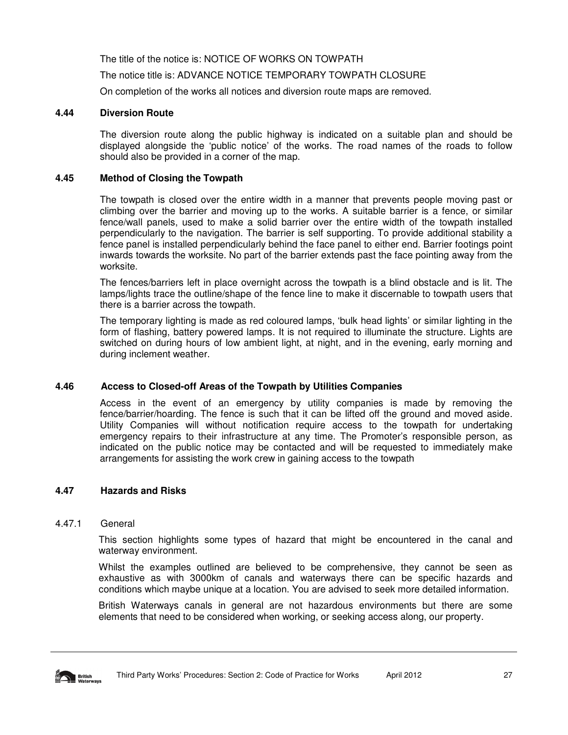The title of the notice is: NOTICE OF WORKS ON TOWPATH

The notice title is: ADVANCE NOTICE TEMPORARY TOWPATH CLOSURE

On completion of the works all notices and diversion route maps are removed.

### 4.44 Diversion Route

The diversion route along the public highway is indicated on a suitable plan and should be displayed alongside the 'public notice' of the works. The road names of the roads to follow should also be provided in a corner of the map.

### 4.45 Method of Closing the Towpath

The towpath is closed over the entire width in a manner that prevents people moving past or climbing over the barrier and moving up to the works. A suitable barrier is a fence, or similar fence/wall panels, used to make a solid barrier over the entire width of the towpath installed perpendicularly to the navigation. The barrier is self supporting. To provide additional stability a fence panel is installed perpendicularly behind the face panel to either end. Barrier footings point inwards towards the worksite. No part of the barrier extends past the face pointing away from the worksite.

The fences/barriers left in place overnight across the towpath is a blind obstacle and is lit. The lamps/lights trace the outline/shape of the fence line to make it discernable to towpath users that there is a barrier across the towpath.

The temporary lighting is made as red coloured lamps, 'bulk head lights' or similar lighting in the form of flashing, battery powered lamps. It is not required to illuminate the structure. Lights are switched on during hours of low ambient light, at night, and in the evening, early morning and during inclement weather.

### 4.46 Access to Closed-off Areas of the Towpath by Utilities Companies

Access in the event of an emergency by utility companies is made by removing the fence/barrier/hoarding. The fence is such that it can be lifted off the ground and moved aside. Utility Companies will without notification require access to the towpath for undertaking emergency repairs to their infrastructure at any time. The Promoter's responsible person, as indicated on the public notice may be contacted and will be requested to immediately make arrangements for assisting the work crew in gaining access to the towpath

### 4.47 Hazards and Risks

#### 4.47.1 General

This section highlights some types of hazard that might be encountered in the canal and waterway environment.

Whilst the examples outlined are believed to be comprehensive, they cannot be seen as exhaustive as with 3000km of canals and waterways there can be specific hazards and conditions which maybe unique at a location. You are advised to seek more detailed information.

British Waterways canals in general are not hazardous environments but there are some elements that need to be considered when working, or seeking access along, our property.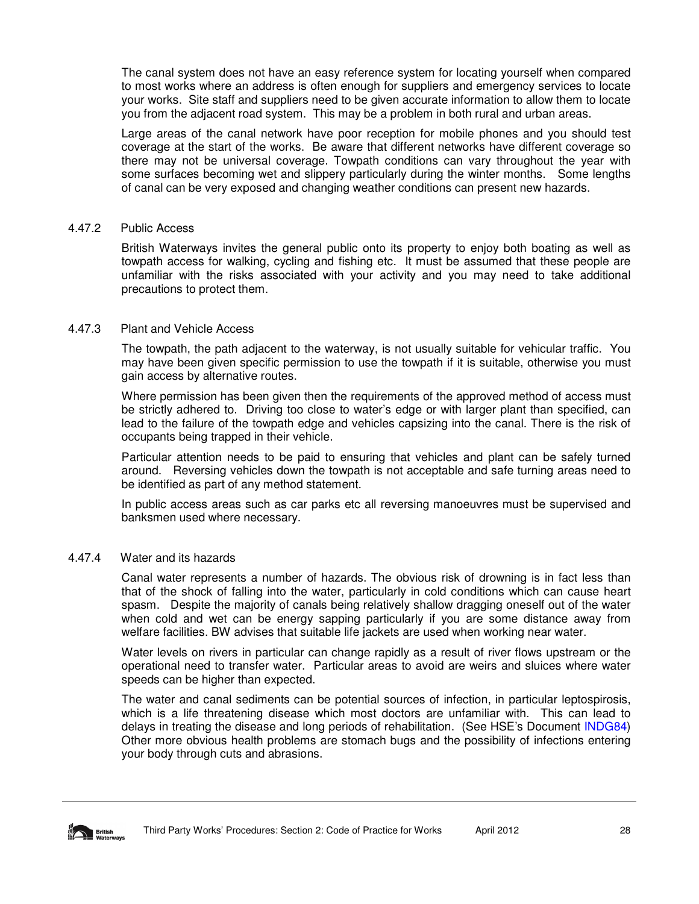The canal system does not have an easy reference system for locating yourself when compared to most works where an address is often enough for suppliers and emergency services to locate your works. Site staff and suppliers need to be given accurate information to allow them to locate you from the adjacent road system. This may be a problem in both rural and urban areas.

Large areas of the canal network have poor reception for mobile phones and you should test coverage at the start of the works. Be aware that different networks have different coverage so there may not be universal coverage. Towpath conditions can vary throughout the year with some surfaces becoming wet and slippery particularly during the winter months. Some lengths of canal can be very exposed and changing weather conditions can present new hazards.

### 4.47.2 Public Access

British Waterways invites the general public onto its property to enjoy both boating as well as towpath access for walking, cycling and fishing etc. It must be assumed that these people are unfamiliar with the risks associated with your activity and you may need to take additional precautions to protect them.

### 4.47.3 Plant and Vehicle Access

The towpath, the path adjacent to the waterway, is not usually suitable for vehicular traffic. You may have been given specific permission to use the towpath if it is suitable, otherwise you must gain access by alternative routes.

Where permission has been given then the requirements of the approved method of access must be strictly adhered to. Driving too close to water's edge or with larger plant than specified, can lead to the failure of the towpath edge and vehicles capsizing into the canal. There is the risk of occupants being trapped in their vehicle.

Particular attention needs to be paid to ensuring that vehicles and plant can be safely turned around. Reversing vehicles down the towpath is not acceptable and safe turning areas need to be identified as part of any method statement.

In public access areas such as car parks etc all reversing manoeuvres must be supervised and banksmen used where necessary.

### 4.47.4 Water and its hazards

Canal water represents a number of hazards. The obvious risk of drowning is in fact less than that of the shock of falling into the water, particularly in cold conditions which can cause heart spasm. Despite the majority of canals being relatively shallow dragging oneself out of the water when cold and wet can be energy sapping particularly if you are some distance away from welfare facilities. BW advises that suitable life jackets are used when working near water.

Water levels on rivers in particular can change rapidly as a result of river flows upstream or the operational need to transfer water. Particular areas to avoid are weirs and sluices where water speeds can be higher than expected.

The water and canal sediments can be potential sources of infection, in particular leptospirosis, which is a life threatening disease which most doctors are unfamiliar with. This can lead to delays in treating the disease and long periods of rehabilitation. (See HSE's Document INDG84) Other more obvious health problems are stomach bugs and the possibility of infections entering your body through cuts and abrasions.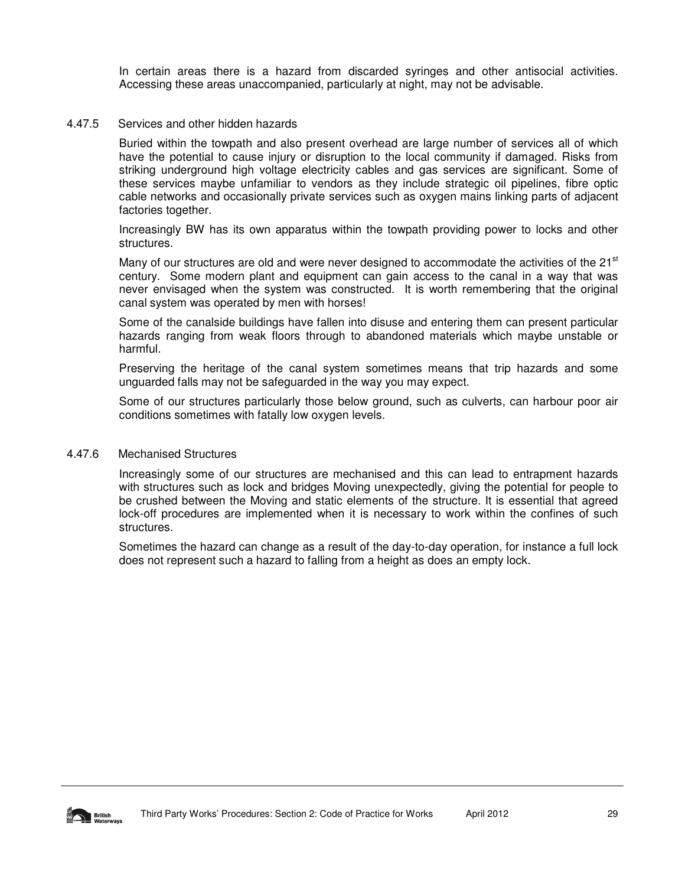In certain areas there is a hazard from discarded syringes and other antisocial activities. Accessing these areas unaccompanied, particularly at night, may not be advisable.

#### 4.47.5 Services and other hidden hazards

Buried within the towpath and also present overhead are large number of services all of which have the potential to cause injury or disruption to the local community if damaged. Risks from striking underground high voltage electricity cables and gas services are significant. Some of these services maybe unfamiliar to vendors as they include strategic oil pipelines, fibre optic cable networks and occasionally private services such as oxygen mains linking parts of adjacent factories together.

Increasingly BW has its own apparatus within the towpath providing power to locks and other structures.

Many of our structures are old and were never designed to accommodate the activities of the 21st century. Some modern plant and equipment can gain access to the canal in a way that was never envisaged when the system was constructed. It is worth remembering that the original canal system was operated by men with horses!

Some of the canalside buildings have fallen into disuse and entering them can present particular hazards ranging from weak floors through to abandoned materials which maybe unstable or harmful.

Preserving the heritage of the canal system sometimes means that trip hazards and some unguarded falls may not be safeguarded in the way you may expect.

Some of our structures particularly those below ground, such as culverts, can harbour poor air conditions sometimes with fatally low oxygen levels.

#### 4.47.6 Mechanised Structures

Increasingly some of our structures are mechanised and this can lead to entrapment hazards with structures such as lock and bridges Moving unexpectedly, giving the potential for people to be crushed between the Moving and static elements of the structure. It is essential that agreed lock-off procedures are implemented when it is necessary to work within the confines of such structures.

Sometimes the hazard can change as a result of the day-to-day operation, for instance a full lock does not represent such a hazard to falling from a height as does an empty lock.